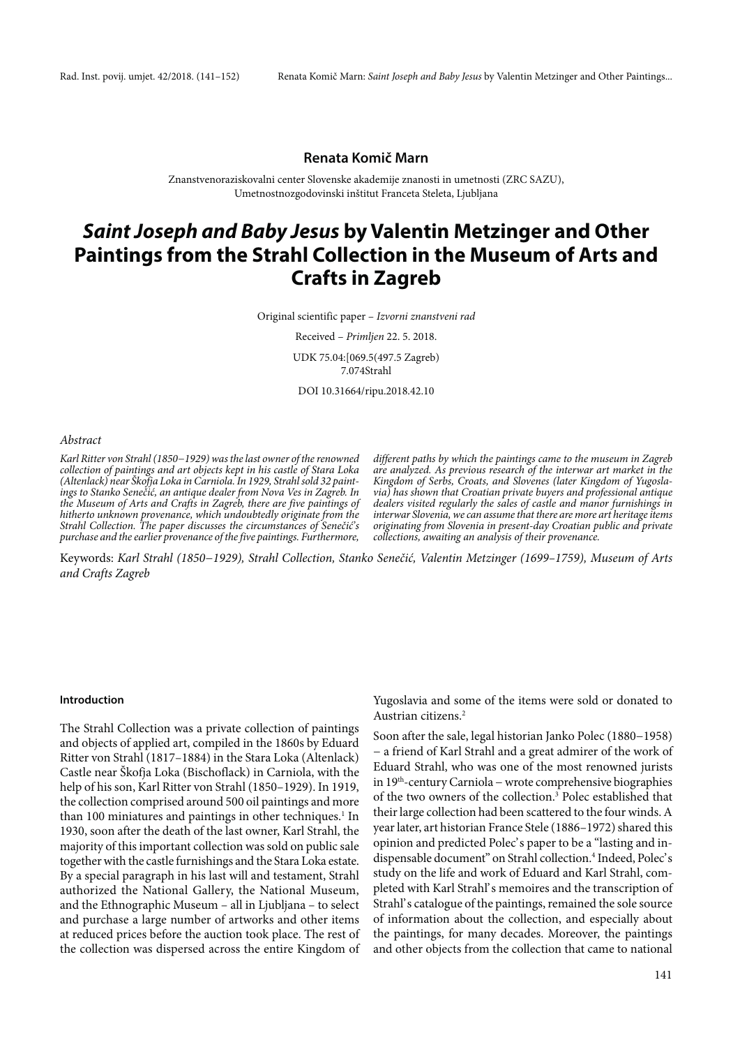**Renata Komič Marn**

Znanstvenoraziskovalni center Slovenske akademije znanosti in umetnosti (ZRC SAZU), Umetnostnozgodovinski inštitut Franceta Steleta, Ljubljana

# *Saint Joseph and Baby Jesus* by Valentin Metzinger and Other Paintings from the Strahl Collection in the Museum of Arts and Crafts in Zagreb

Original scientific paper – *Izvorni znanstveni rad*

Received – *Primljen* 22. 5. 2018.

UDK 75.04:[069.5(497.5 Zagreb)
7.074Strahl

DOI 10.31664/ripu.2018.42.10

*Abstract*

*Karl Ritter von Strahl (1850–1929) was the last owner of the renowned collection of paintings and art objects kept in his castle of Stara Loka (Altenlack) near Škofja Loka in Carniola. In 1929, Strahl sold 32 paintings to Stanko Senečić, an antique dealer from Nova Ves in Zagreb. In the Museum of Arts and Crafts in Zagreb, there are five paintings of hitherto unknown provenance, which undoubtedly originate from the Strahl Collection. The paper discusses the circumstances of Senečić's purchase and the earlier provenance of the five paintings. Furthermore, different paths by which the paintings came to the museum in Zagreb are analyzed. As previous research of the interwar art market in the Kingdom of Serbs, Croats, and Slovenes (later Kingdom of Yugoslavia) has shown that Croatian private buyers and professional antique dealers visited regularly the sales of castle and manor furnishings in interwar Slovenia, we can assume that there are more art heritage items originating from Slovenia in present-day Croatian public and private collections, awaiting an analysis of their provenance.*

Keywords: *Karl Strahl (1850–1929), Strahl Collection, Stanko Senečić, Valentin Metzinger (1699–1759), Museum of Arts and Crafts Zagreb*

#### Introduction

The Strahl Collection was a private collection of paintings and objects of applied art, compiled in the 1860s by Eduard Ritter von Strahl (1817–1884) in the Stara Loka (Altenlack) Castle near Škofja Loka (Bischoflack) in Carniola, with the help of his son, Karl Ritter von Strahl (1850–1929). In 1919, the collection comprised around 500 oil paintings and more than 100 miniatures and paintings in other techniques.[1] In 1930, soon after the death of the last owner, Karl Strahl, the majority of this important collection was sold on public sale together with the castle furnishings and the Stara Loka estate. By a special paragraph in his last will and testament, Strahl authorized the National Gallery, the National Museum, and the Ethnographic Museum – all in Ljubljana – to select and purchase a large number of artworks and other items at reduced prices before the auction took place. The rest of the collection was dispersed across the entire Kingdom of Yugoslavia and some of the items were sold or donated to Austrian citizens.[2]

Soon after the sale, legal historian Janko Polec (1880–1958) – a friend of Karl Strahl and a great admirer of the work of Eduard Strahl, who was one of the most renowned jurists in 19th-century Carniola – wrote comprehensive biographies of the two owners of the collection.[3] Polec established that their large collection had been scattered to the four winds. A year later, art historian France Stele (1886–1972) shared this opinion and predicted Polec's paper to be a "lasting and indispensable document" on Strahl collection.[4] Indeed, Polec's study on the life and work of Eduard and Karl Strahl, completed with Karl Strahl's memoires and the transcription of Strahl's catalogue of the paintings, remained the sole source of information about the collection, and especially about the paintings, for many decades. Moreover, the paintings and other objects from the collection that came to national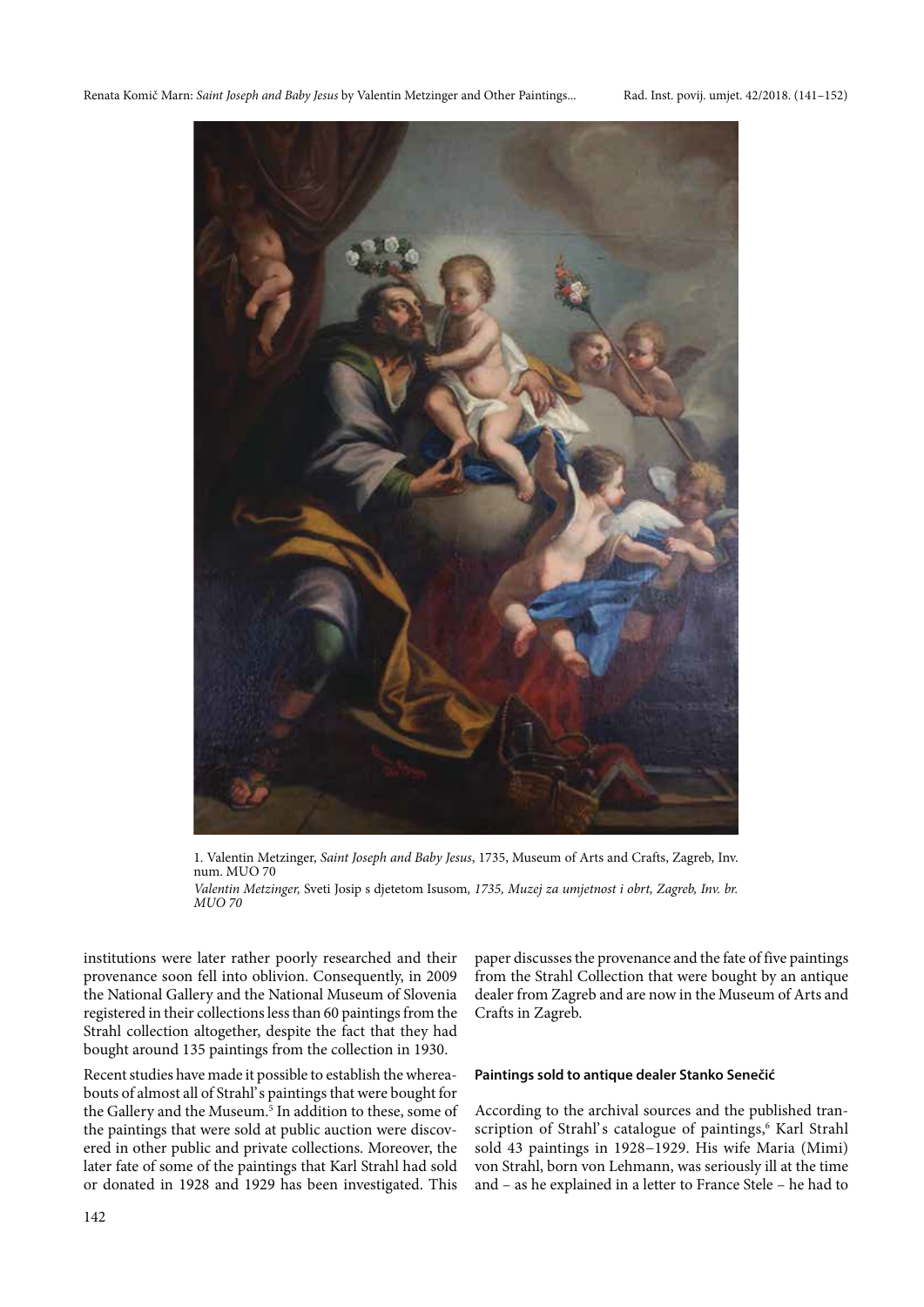1. Valentin Metzinger, *Saint Joseph and Baby Jesus*, 1735, Museum of Arts and Crafts, Zagreb, Inv. num. MUO 70
*Valentin Metzinger,* Sveti Josip s djetetom Isusom*, 1735, Muzej za umjetnost i obrt, Zagreb, Inv. br. MUO 70*

institutions were later rather poorly researched and their provenance soon fell into oblivion. Consequently, in 2009 the National Gallery and the National Museum of Slovenia registered in their collections less than 60 paintings from the Strahl collection altogether, despite the fact that they had bought around 135 paintings from the collection in 1930.

Recent studies have made it possible to establish the whereabouts of almost all of Strahl's paintings that were bought for the Gallery and the Museum.[5] In addition to these, some of the paintings that were sold at public auction were discovered in other public and private collections. Moreover, the later fate of some of the paintings that Karl Strahl had sold or donated in 1928 and 1929 has been investigated. This paper discusses the provenance and the fate of five paintings from the Strahl Collection that were bought by an antique dealer from Zagreb and are now in the Museum of Arts and Crafts in Zagreb.

## Paintings sold to antique dealer Stanko Senečić

According to the archival sources and the published transcription of Strahl's catalogue of paintings,[6] Karl Strahl sold 43 paintings in 1928–1929. His wife Maria (Mimi) von Strahl, born von Lehmann, was seriously ill at the time and – as he explained in a letter to France Stele – he had to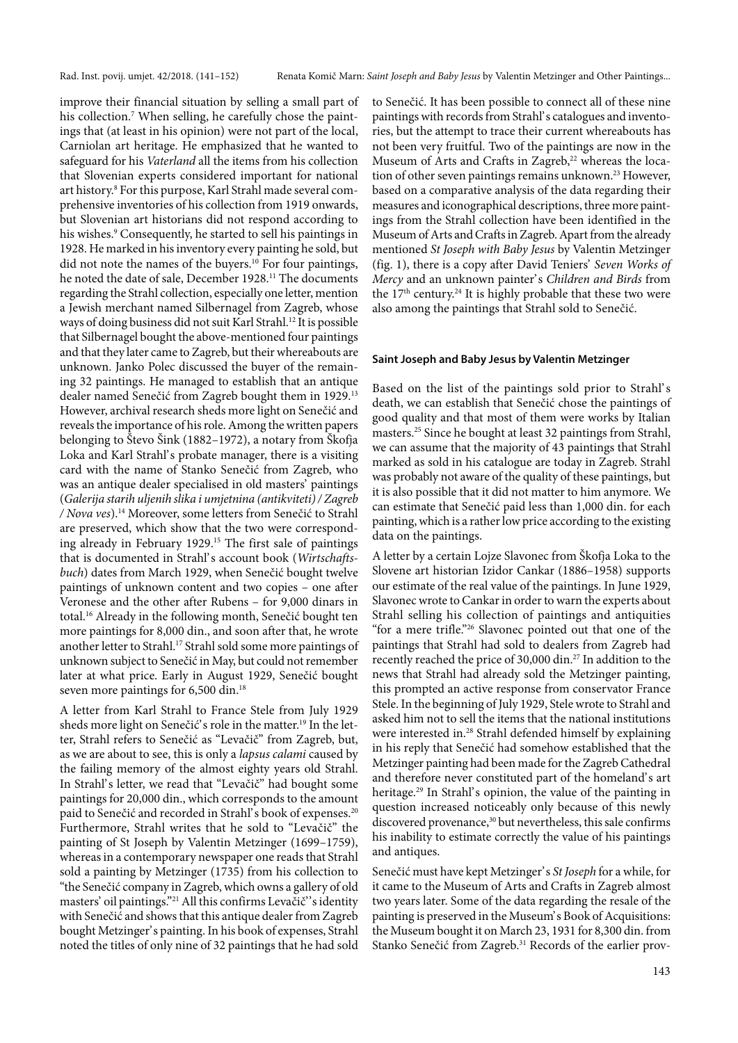improve their financial situation by selling a small part of his collection.[7] When selling, he carefully chose the paintings that (at least in his opinion) were not part of the local, Carniolan art heritage. He emphasized that he wanted to safeguard for his *Vaterland* all the items from his collection that Slovenian experts considered important for national art history.[8] For this purpose, Karl Strahl made several comprehensive inventories of his collection from 1919 onwards, but Slovenian art historians did not respond according to his wishes.[9] Consequently, he started to sell his paintings in 1928. He marked in his inventory every painting he sold, but did not note the names of the buyers.[10] For four paintings, he noted the date of sale, December 1928.[11] The documents regarding the Strahl collection, especially one letter, mention a Jewish merchant named Silbernagel from Zagreb, whose ways of doing business did not suit Karl Strahl.[12] It is possible that Silbernagel bought the above-mentioned four paintings and that they later came to Zagreb, but their whereabouts are unknown. Janko Polec discussed the buyer of the remaining 32 paintings. He managed to establish that an antique dealer named Senečić from Zagreb bought them in 1929.[13] However, archival research sheds more light on Senečić and reveals the importance of his role. Among the written papers belonging to Števo Šink (1882–1972), a notary from Škofja Loka and Karl Strahl's probate manager, there is a visiting card with the name of Stanko Senečić from Zagreb, who was an antique dealer specialised in old masters' paintings (*Galerija starih uljenih slika i umjetnina (antikviteti) / Zagreb / Nova ves*).[14] Moreover, some letters from Senečić to Strahl are preserved, which show that the two were corresponding already in February 1929.[15] The first sale of paintings that is documented in Strahl's account book (*Wirtschaftsbuch*) dates from March 1929, when Senečić bought twelve paintings of unknown content and two copies – one after Veronese and the other after Rubens – for 9,000 dinars in total.[16] Already in the following month, Senečić bought ten more paintings for 8,000 din., and soon after that, he wrote another letter to Strahl.[17] Strahl sold some more paintings of unknown subject to Senečić in May, but could not remember later at what price. Early in August 1929, Senečić bought seven more paintings for 6,500 din.[18]

A letter from Karl Strahl to France Stele from July 1929 sheds more light on Senečić's role in the matter.[19] In the letter, Strahl refers to Senečić as "Levačič" from Zagreb, but, as we are about to see, this is only a *lapsus calami* caused by the failing memory of the almost eighty years old Strahl. In Strahl's letter, we read that "Levačič" had bought some paintings for 20,000 din., which corresponds to the amount paid to Senečić and recorded in Strahl's book of expenses.[20] Furthermore, Strahl writes that he sold to "Levačič" the painting of St Joseph by Valentin Metzinger (1699–1759), whereas in a contemporary newspaper one reads that Strahl sold a painting by Metzinger (1735) from his collection to "the Senečić company in Zagreb, which owns a gallery of old masters' oil paintings."[21] All this confirms Levačič''s identity with Senečić and shows that this antique dealer from Zagreb bought Metzinger's painting. In his book of expenses, Strahl noted the titles of only nine of 32 paintings that he had sold to Senečić. It has been possible to connect all of these nine paintings with records from Strahl's catalogues and inventories, but the attempt to trace their current whereabouts has not been very fruitful. Two of the paintings are now in the Museum of Arts and Crafts in Zagreb,[22] whereas the location of other seven paintings remains unknown.[23] However, based on a comparative analysis of the data regarding their measures and iconographical descriptions, three more paintings from the Strahl collection have been identified in the Museum of Arts and Crafts in Zagreb. Apart from the already mentioned *St Joseph with Baby Jesus* by Valentin Metzinger (fig. 1), there is a copy after David Teniers' *Seven Works of Mercy* and an unknown painter's *Children and Birds* from the 17th century.[24] It is highly probable that these two were also among the paintings that Strahl sold to Senečić.

#### Saint Joseph and Baby Jesus by Valentin Metzinger

Based on the list of the paintings sold prior to Strahl's death, we can establish that Senečić chose the paintings of good quality and that most of them were works by Italian masters.[25] Since he bought at least 32 paintings from Strahl, we can assume that the majority of 43 paintings that Strahl marked as sold in his catalogue are today in Zagreb. Strahl was probably not aware of the quality of these paintings, but it is also possible that it did not matter to him anymore. We can estimate that Senečić paid less than 1,000 din. for each painting, which is a rather low price according to the existing data on the paintings.

A letter by a certain Lojze Slavonec from Škofja Loka to the Slovene art historian Izidor Cankar (1886–1958) supports our estimate of the real value of the paintings. In June 1929, Slavonec wrote to Cankar in order to warn the experts about Strahl selling his collection of paintings and antiquities "for a mere trifle."[26] Slavonec pointed out that one of the paintings that Strahl had sold to dealers from Zagreb had recently reached the price of 30,000 din.[27] In addition to the news that Strahl had already sold the Metzinger painting, this prompted an active response from conservator France Stele. In the beginning of July 1929, Stele wrote to Strahl and asked him not to sell the items that the national institutions were interested in.[28] Strahl defended himself by explaining in his reply that Senečić had somehow established that the Metzinger painting had been made for the Zagreb Cathedral and therefore never constituted part of the homeland's art heritage.[29] In Strahl's opinion, the value of the painting in question increased noticeably only because of this newly discovered provenance,[30] but nevertheless, this sale confirms his inability to estimate correctly the value of his paintings and antiques.

Senečić must have kept Metzinger's *St Joseph* for a while, for it came to the Museum of Arts and Crafts in Zagreb almost two years later. Some of the data regarding the resale of the painting is preserved in the Museum's Book of Acquisitions: the Museum bought it on March 23, 1931 for 8,300 din. from Stanko Senečić from Zagreb.[31] Records of the earlier prov-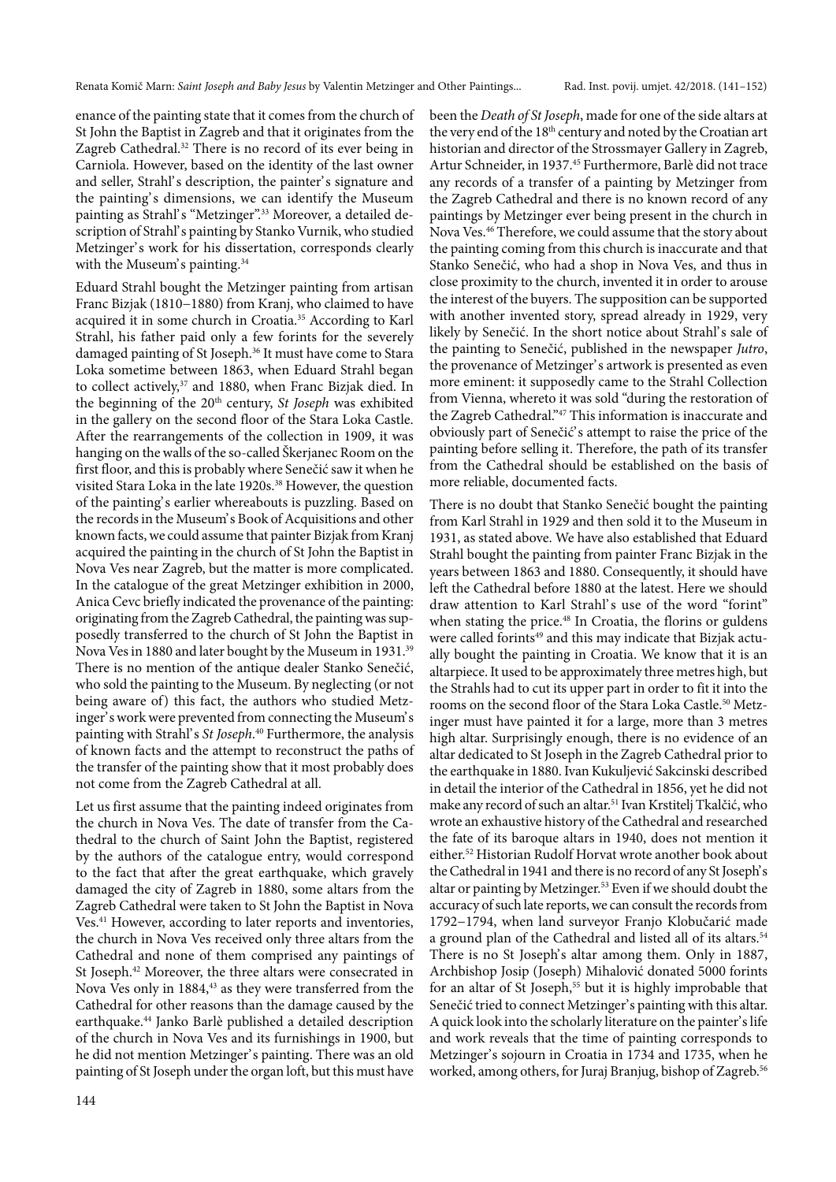enance of the painting state that it comes from the church of St John the Baptist in Zagreb and that it originates from the Zagreb Cathedral.[32] There is no record of its ever being in Carniola. However, based on the identity of the last owner and seller, Strahl's description, the painter's signature and the painting's dimensions, we can identify the Museum painting as Strahl's "Metzinger".[33] Moreover, a detailed description of Strahl's painting by Stanko Vurnik, who studied Metzinger's work for his dissertation, corresponds clearly with the Museum's painting.[34]

Eduard Strahl bought the Metzinger painting from artisan Franc Bizjak (1810–1880) from Kranj, who claimed to have acquired it in some church in Croatia.[35] According to Karl Strahl, his father paid only a few forints for the severely damaged painting of St Joseph.[36] It must have come to Stara Loka sometime between 1863, when Eduard Strahl began to collect actively,[37] and 1880, when Franc Bizjak died. In the beginning of the 20th century, *St Joseph* was exhibited in the gallery on the second floor of the Stara Loka Castle. After the rearrangements of the collection in 1909, it was hanging on the walls of the so-called Škerjanec Room on the first floor, and this is probably where Senečić saw it when he visited Stara Loka in the late 1920s.[38] However, the question of the painting's earlier whereabouts is puzzling. Based on the records in the Museum's Book of Acquisitions and other known facts, we could assume that painter Bizjak from Kranj acquired the painting in the church of St John the Baptist in Nova Ves near Zagreb, but the matter is more complicated. In the catalogue of the great Metzinger exhibition in 2000, Anica Cevc briefly indicated the provenance of the painting: originating from the Zagreb Cathedral, the painting was supposedly transferred to the church of St John the Baptist in Nova Ves in 1880 and later bought by the Museum in 1931.[39] There is no mention of the antique dealer Stanko Senečić, who sold the painting to the Museum. By neglecting (or not being aware of) this fact, the authors who studied Metzinger's work were prevented from connecting the Museum's painting with Strahl's *St Joseph*.[40] Furthermore, the analysis of known facts and the attempt to reconstruct the paths of the transfer of the painting show that it most probably does not come from the Zagreb Cathedral at all.

Let us first assume that the painting indeed originates from the church in Nova Ves. The date of transfer from the Cathedral to the church of Saint John the Baptist, registered by the authors of the catalogue entry, would correspond to the fact that after the great earthquake, which gravely damaged the city of Zagreb in 1880, some altars from the Zagreb Cathedral were taken to St John the Baptist in Nova Ves.[41] However, according to later reports and inventories, the church in Nova Ves received only three altars from the Cathedral and none of them comprised any paintings of St Joseph.[42] Moreover, the three altars were consecrated in Nova Ves only in 1884,[43] as they were transferred from the Cathedral for other reasons than the damage caused by the earthquake.[44] Janko Barlè published a detailed description of the church in Nova Ves and its furnishings in 1900, but he did not mention Metzinger's painting. There was an old painting of St Joseph under the organ loft, but this must have been the *Death of St Joseph*, made for one of the side altars at the very end of the 18th century and noted by the Croatian art historian and director of the Strossmayer Gallery in Zagreb, Artur Schneider, in 1937.[45] Furthermore, Barlè did not trace any records of a transfer of a painting by Metzinger from the Zagreb Cathedral and there is no known record of any paintings by Metzinger ever being present in the church in Nova Ves.[46] Therefore, we could assume that the story about the painting coming from this church is inaccurate and that Stanko Senečić, who had a shop in Nova Ves, and thus in close proximity to the church, invented it in order to arouse the interest of the buyers. The supposition can be supported with another invented story, spread already in 1929, very likely by Senečić. In the short notice about Strahl's sale of the painting to Senečić, published in the newspaper *Jutro*, the provenance of Metzinger's artwork is presented as even more eminent: it supposedly came to the Strahl Collection from Vienna, whereto it was sold "during the restoration of the Zagreb Cathedral."[47] This information is inaccurate and obviously part of Senečić's attempt to raise the price of the painting before selling it. Therefore, the path of its transfer from the Cathedral should be established on the basis of more reliable, documented facts.

There is no doubt that Stanko Senečić bought the painting from Karl Strahl in 1929 and then sold it to the Museum in 1931, as stated above. We have also established that Eduard Strahl bought the painting from painter Franc Bizjak in the years between 1863 and 1880. Consequently, it should have left the Cathedral before 1880 at the latest. Here we should draw attention to Karl Strahl's use of the word "forint" when stating the price.[48] In Croatia, the florins or guldens were called forints[49] and this may indicate that Bizjak actually bought the painting in Croatia. We know that it is an altarpiece. It used to be approximately three metres high, but the Strahls had to cut its upper part in order to fit it into the rooms on the second floor of the Stara Loka Castle.[50] Metzinger must have painted it for a large, more than 3 metres high altar. Surprisingly enough, there is no evidence of an altar dedicated to St Joseph in the Zagreb Cathedral prior to the earthquake in 1880. Ivan Kukuljević Sakcinski described in detail the interior of the Cathedral in 1856, yet he did not make any record of such an altar.[51] Ivan Krstitelj Tkalčić, who wrote an exhaustive history of the Cathedral and researched the fate of its baroque altars in 1940, does not mention it either.[52] Historian Rudolf Horvat wrote another book about the Cathedral in 1941 and there is no record of any St Joseph's altar or painting by Metzinger.[53] Even if we should doubt the accuracy of such late reports, we can consult the records from 1792–1794, when land surveyor Franjo Klobučarić made a ground plan of the Cathedral and listed all of its altars.[54] There is no St Joseph's altar among them. Only in 1887, Archbishop Josip (Joseph) Mihalović donated 5000 forints for an altar of St Joseph,[55] but it is highly improbable that Senečić tried to connect Metzinger's painting with this altar. A quick look into the scholarly literature on the painter's life and work reveals that the time of painting corresponds to Metzinger's sojourn in Croatia in 1734 and 1735, when he worked, among others, for Juraj Branjug, bishop of Zagreb.[56]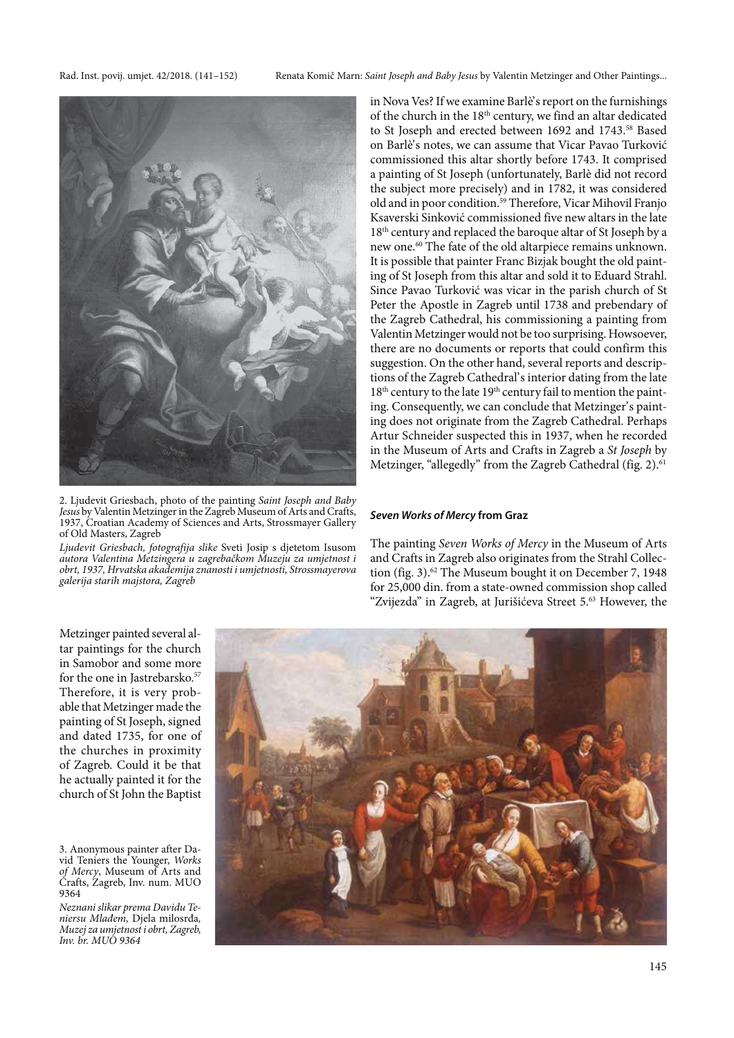in Nova Ves? If we examine Barlè's report on the furnishings of the church in the 18th century, we find an altar dedicated to St Joseph and erected between 1692 and 1743.[58] Based on Barlè's notes, we can assume that Vicar Pavao Turković commissioned this altar shortly before 1743. It comprised a painting of St Joseph (unfortunately, Barlè did not record the subject more precisely) and in 1782, it was considered old and in poor condition.[59] Therefore, Vicar Mihovil Franjo Ksaverski Sinković commissioned five new altars in the late 18th century and replaced the baroque altar of St Joseph by a new one.[60] The fate of the old altarpiece remains unknown. It is possible that painter Franc Bizjak bought the old painting of St Joseph from this altar and sold it to Eduard Strahl. Since Pavao Turković was vicar in the parish church of St Peter the Apostle in Zagreb until 1738 and prebendary of the Zagreb Cathedral, his commissioning a painting from Valentin Metzinger would not be too surprising. Howsoever, there are no documents or reports that could confirm this suggestion. On the other hand, several reports and descriptions of the Zagreb Cathedral's interior dating from the late 18th century to the late 19th century fail to mention the painting. Consequently, we can conclude that Metzinger's painting does not originate from the Zagreb Cathedral. Perhaps Artur Schneider suspected this in 1937, when he recorded in the Museum of Arts and Crafts in Zagreb a *St Joseph* by Metzinger, "allegedly" from the Zagreb Cathedral (fig. 2).[61]

2. Ljudevit Griesbach, photo of the painting *Saint Joseph and Baby Jesus* by Valentin Metzinger in the Zagreb Museum of Arts and Crafts, 1937, Croatian Academy of Sciences and Arts, Strossmayer Gallery of Old Masters, Zagreb

*Ljudevit Griesbach, fotografija slike* Sveti Josip s djetetom Isusom *autora Valentina Metzingera u zagrebačkom Muzeju za umjetnost i obrt, 1937, Hrvatska akademija znanosti i umjetnosti, Strossmayerova galerija starih majstora, Zagreb*

### *Seven Works of Mercy* from Graz

The painting *Seven Works of Mercy* in the Museum of Arts and Crafts in Zagreb also originates from the Strahl Collection (fig. 3).[62] The Museum bought it on December 7, 1948 for 25,000 din. from a state-owned commission shop called "Zvijezda" in Zagreb, at Jurišićeva Street 5.[63] However, the

Metzinger painted several altar paintings for the church in Samobor and some more for the one in Jastrebarsko.[57] Therefore, it is very probable that Metzinger made the painting of St Joseph, signed and dated 1735, for one of the churches in proximity of Zagreb. Could it be that he actually painted it for the church of St John the Baptist

3. Anonymous painter after David Teniers the Younger, *Works of Mercy*, Museum of Arts and Crafts, Zagreb, Inv. num. MUO 9364

*Neznani slikar prema Davidu Teniersu Mlađem,* Djela milosrđa, *Muzej za umjetnost i obrt, Zagreb, Inv. br. MUO 9364*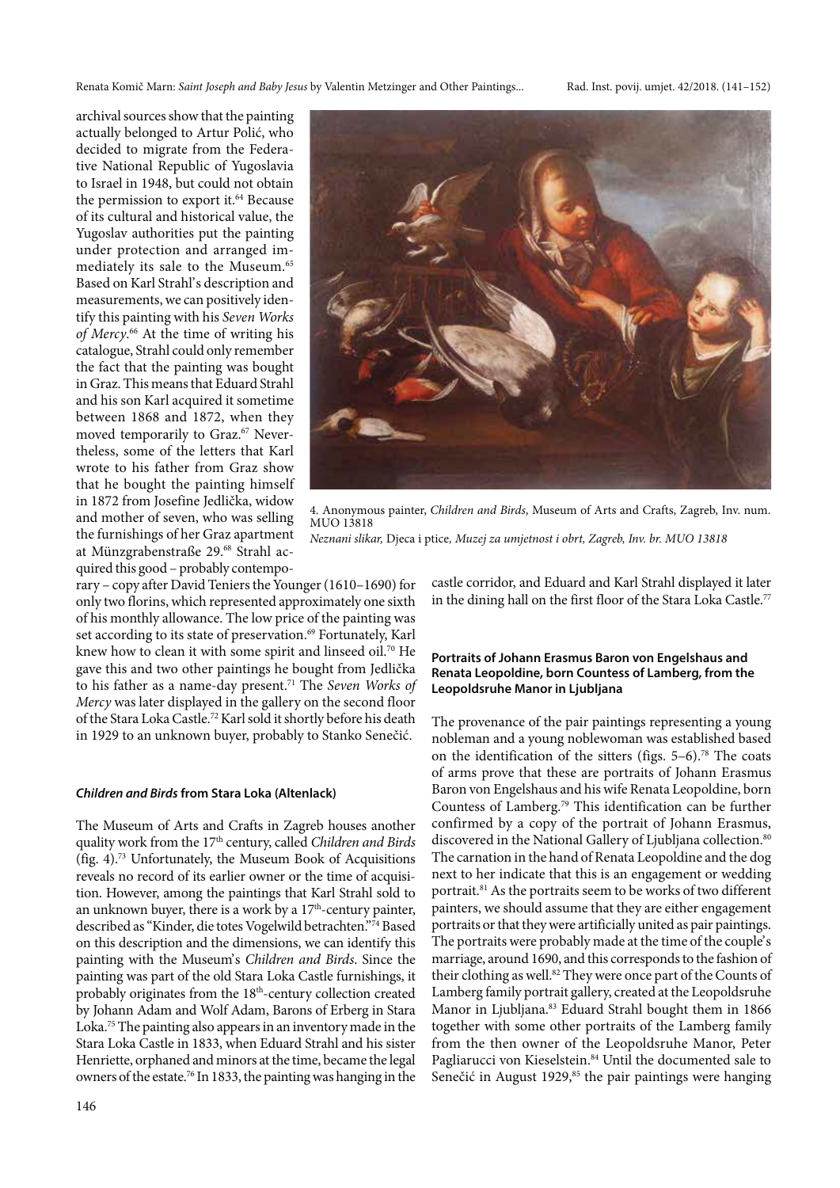archival sources show that the painting actually belonged to Artur Polić, who decided to migrate from the Federative National Republic of Yugoslavia to Israel in 1948, but could not obtain the permission to export it.[64] Because of its cultural and historical value, the Yugoslav authorities put the painting under protection and arranged immediately its sale to the Museum.[65] Based on Karl Strahl's description and measurements, we can positively identify this painting with his *Seven Works of Mercy*.[66] At the time of writing his catalogue, Strahl could only remember the fact that the painting was bought in Graz. This means that Eduard Strahl and his son Karl acquired it sometime between 1868 and 1872, when they moved temporarily to Graz.[67] Nevertheless, some of the letters that Karl wrote to his father from Graz show that he bought the painting himself in 1872 from Josefine Jedlička, widow and mother of seven, who was selling the furnishings of her Graz apartment at Münzgrabenstraße 29.[68] Strahl acquired this good – probably contemporary – copy after David Teniers the Younger (1610–1690) for only two florins, which represented approximately one sixth of his monthly allowance. The low price of the painting was set according to its state of preservation.[69] Fortunately, Karl knew how to clean it with some spirit and linseed oil.[70] He gave this and two other paintings he bought from Jedlička to his father as a name-day present.[71] The *Seven Works of Mercy* was later displayed in the gallery on the second floor of the Stara Loka Castle.[72] Karl sold it shortly before his death in 1929 to an unknown buyer, probably to Stanko Senečić.

4. Anonymous painter, *Children and Birds*, Museum of Arts and Crafts, Zagreb, Inv. num. MUO 13818
*Neznani slikar,* Djeca i ptice*, Muzej za umjetnost i obrt, Zagreb, Inv. br. MUO 13818*

### *Children and Birds* from Stara Loka (Altenlack)

The Museum of Arts and Crafts in Zagreb houses another quality work from the 17th century, called *Children and Birds* (fig. 4).[73] Unfortunately, the Museum Book of Acquisitions reveals no record of its earlier owner or the time of acquisition. However, among the paintings that Karl Strahl sold to an unknown buyer, there is a work by a 17th-century painter, described as "Kinder, die totes Vogelwild betrachten."[74] Based on this description and the dimensions, we can identify this painting with the Museum's *Children and Birds*. Since the painting was part of the old Stara Loka Castle furnishings, it probably originates from the 18th-century collection created by Johann Adam and Wolf Adam, Barons of Erberg in Stara Loka.[75] The painting also appears in an inventory made in the Stara Loka Castle in 1833, when Eduard Strahl and his sister Henriette, orphaned and minors at the time, became the legal owners of the estate.[76] In 1833, the painting was hanging in the castle corridor, and Eduard and Karl Strahl displayed it later in the dining hall on the first floor of the Stara Loka Castle.[77]

### Portraits of Johann Erasmus Baron von Engelshaus and Renata Leopoldine, born Countess of Lamberg, from the Leopoldsruhe Manor in Ljubljana

The provenance of the pair paintings representing a young nobleman and a young noblewoman was established based on the identification of the sitters (figs. 5–6).[78] The coats of arms prove that these are portraits of Johann Erasmus Baron von Engelshaus and his wife Renata Leopoldine, born Countess of Lamberg.[79] This identification can be further confirmed by a copy of the portrait of Johann Erasmus, discovered in the National Gallery of Ljubljana collection.[80] The carnation in the hand of Renata Leopoldine and the dog next to her indicate that this is an engagement or wedding portrait.[81] As the portraits seem to be works of two different painters, we should assume that they are either engagement portraits or that they were artificially united as pair paintings. The portraits were probably made at the time of the couple's marriage, around 1690, and this corresponds to the fashion of their clothing as well.[82] They were once part of the Counts of Lamberg family portrait gallery, created at the Leopoldsruhe Manor in Ljubljana.[83] Eduard Strahl bought them in 1866 together with some other portraits of the Lamberg family from the then owner of the Leopoldsruhe Manor, Peter Pagliarucci von Kieselstein.[84] Until the documented sale to Senečić in August 1929,[85] the pair paintings were hanging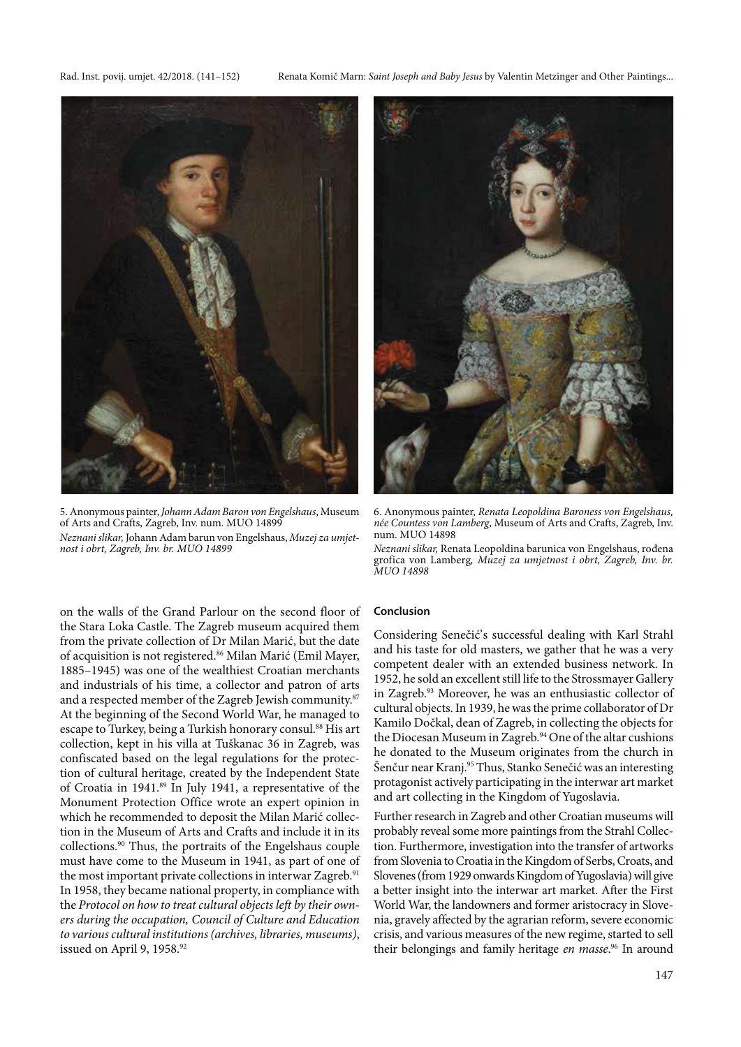5. Anonymous painter, *Johann Adam Baron von Engelshaus*, Museum of Arts and Crafts, Zagreb, Inv. num. MUO 14899

*Neznani slikar,* Johann Adam barun von Engelshaus, *Muzej za umjetnost i obrt, Zagreb, Inv. br. MUO 14899*

6. Anonymous painter, *Renata Leopoldina Baroness von Engelshaus, née Countess von Lamberg*, Museum of Arts and Crafts, Zagreb, Inv. num. MUO 14898

*Neznani slikar,* Renata Leopoldina barunica von Engelshaus, rođena grofica von Lamberg*, Muzej za umjetnost i obrt, Zagreb, Inv. br. MUO 14898*

on the walls of the Grand Parlour on the second floor of the Stara Loka Castle. The Zagreb museum acquired them from the private collection of Dr Milan Marić, but the date of acquisition is not registered.[86] Milan Marić (Emil Mayer, 1885–1945) was one of the wealthiest Croatian merchants and industrials of his time, a collector and patron of arts and a respected member of the Zagreb Jewish community.[87] At the beginning of the Second World War, he managed to escape to Turkey, being a Turkish honorary consul.[88] His art collection, kept in his villa at Tuškanac 36 in Zagreb, was confiscated based on the legal regulations for the protection of cultural heritage, created by the Independent State of Croatia in 1941.[89] In July 1941, a representative of the Monument Protection Office wrote an expert opinion in which he recommended to deposit the Milan Marić collection in the Museum of Arts and Crafts and include it in its collections.[90] Thus, the portraits of the Engelshaus couple must have come to the Museum in 1941, as part of one of the most important private collections in interwar Zagreb.[91] In 1958, they became national property, in compliance with the *Protocol on how to treat cultural objects left by their owners during the occupation, Council of Culture and Education to various cultural institutions (archives, libraries, museums)*, issued on April 9, 1958.[92]

## Conclusion

Considering Senečić's successful dealing with Karl Strahl and his taste for old masters, we gather that he was a very competent dealer with an extended business network. In 1952, he sold an excellent still life to the Strossmayer Gallery in Zagreb.[93] Moreover, he was an enthusiastic collector of cultural objects. In 1939, he was the prime collaborator of Dr Kamilo Dočkal, dean of Zagreb, in collecting the objects for the Diocesan Museum in Zagreb.[94] One of the altar cushions he donated to the Museum originates from the church in Šenčur near Kranj.[95] Thus, Stanko Senečić was an interesting protagonist actively participating in the interwar art market and art collecting in the Kingdom of Yugoslavia.

Further research in Zagreb and other Croatian museums will probably reveal some more paintings from the Strahl Collection. Furthermore, investigation into the transfer of artworks from Slovenia to Croatia in the Kingdom of Serbs, Croats, and Slovenes (from 1929 onwards Kingdom of Yugoslavia) will give a better insight into the interwar art market. After the First World War, the landowners and former aristocracy in Slovenia, gravely affected by the agrarian reform, severe economic crisis, and various measures of the new regime, started to sell their belongings and family heritage *en masse*.[96] In around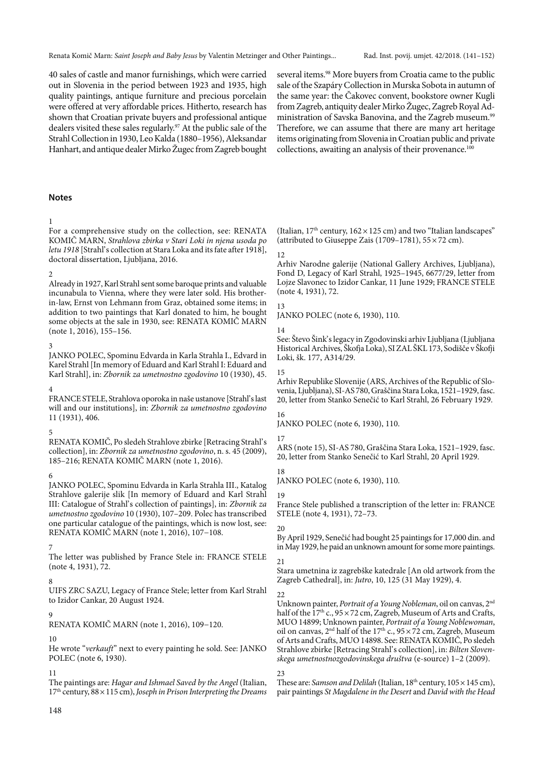40 sales of castle and manor furnishings, which were carried out in Slovenia in the period between 1923 and 1935, high quality paintings, antique furniture and precious porcelain were offered at very affordable prices. Hitherto, research has shown that Croatian private buyers and professional antique dealers visited these sales regularly.[97] At the public sale of the Strahl Collection in 1930, Leo Kalda (1880–1956), Aleksandar Hanhart, and antique dealer Mirko Žugec from Zagreb bought several items.[98] More buyers from Croatia came to the public sale of the Szapáry Collection in Murska Sobota in autumn of the same year: the Čakovec convent, bookstore owner Kugli from Zagreb, antiquity dealer Mirko Žugec, Zagreb Royal Administration of Savska Banovina, and the Zagreb museum.[99] Therefore, we can assume that there are many art heritage items originating from Slovenia in Croatian public and private collections, awaiting an analysis of their provenance.[100]

## Notes

1
For a comprehensive study on the collection, see: RENATA KOMIČ MARN, *Strahlova zbirka v Stari Loki in njena usoda po letu 1918* [Strahl's collection at Stara Loka and its fate after 1918], doctoral dissertation, Ljubljana, 2016.

2
Already in 1927, Karl Strahl sent some baroque prints and valuable incunabula to Vienna, where they were later sold. His brother-in-law, Ernst von Lehmann from Graz, obtained some items; in addition to two paintings that Karl donated to him, he bought some objects at the sale in 1930, see: RENATA KOMIČ MARN (note 1, 2016), 155–156.

3
JANKO POLEC, Spominu Edvarda in Karla Strahla I., Edvard in Karel Strahl [In memory of Eduard and Karl Strahl I: Eduard and Karl Strahl], in: *Zbornik za umetnostno zgodovino* 10 (1930), 45.

4
FRANCE STELE, Strahlova oporoka in naše ustanove [Strahl's last will and our institutions], in: *Zbornik za umetnostno zgodovino* 11 (1931), 406.

5
RENATA KOMIČ, Po sledeh Strahlove zbirke [Retracing Strahl's collection], in: *Zbornik za umetnostno zgodovino*, n. s. 45 (2009), 185–216; RENATA KOMIČ MARN (note 1, 2016).

6
JANKO POLEC, Spominu Edvarda in Karla Strahla III., Katalog Strahlove galerije slik [In memory of Eduard and Karl Strahl III: Catalogue of Strahl's collection of paintings], in: *Zbornik za umetnostno zgodovino* 10 (1930), 107–209. Polec has transcribed one particular catalogue of the paintings, which is now lost, see: RENATA KOMIČ MARN (note 1, 2016), 107–108.

7
The letter was published by France Stele in: FRANCE STELE (note 4, 1931), 72.

8
UIFS ZRC SAZU, Legacy of France Stele; letter from Karl Strahl to Izidor Cankar, 20 August 1924.

9
RENATA KOMIČ MARN (note 1, 2016), 109–120.

10
He wrote "*verkauft*" next to every painting he sold. See: JANKO POLEC (note 6, 1930).

11
The paintings are: *Hagar and Ishmael Saved by the Angel* (Italian, 17th century, 88 × 115 cm), *Joseph in Prison Interpreting the Dreams* (Italian, 17th century, 162 × 125 cm) and two "Italian landscapes" (attributed to Giuseppe Zais (1709–1781), 55 × 72 cm).

12
Arhiv Narodne galerije (National Gallery Archives, Ljubljana), Fond D, Legacy of Karl Strahl, 1925–1945, 6677/29, letter from Lojze Slavonec to Izidor Cankar, 11 June 1929; FRANCE STELE (note 4, 1931), 72.

13
JANKO POLEC (note 6, 1930), 110.

14
See: Števo Šink's legacy in Zgodovinski arhiv Ljubljana (Ljubljana Historical Archives, Škofja Loka), SI ZAL ŠKL 173, Sodišče v Škofji Loki, šk. 177, A314/29.

15
Arhiv Republike Slovenije (ARS, Archives of the Republic of Slovenia, Ljubljana), SI-AS 780, Graščina Stara Loka, 1521–1929, fasc. 20, letter from Stanko Senečić to Karl Strahl, 26 February 1929.

16
JANKO POLEC (note 6, 1930), 110.

17
ARS (note 15), SI-AS 780, Graščina Stara Loka, 1521–1929, fasc. 20, letter from Stanko Senečić to Karl Strahl, 20 April 1929.

18
JANKO POLEC (note 6, 1930), 110.

19
France Stele published a transcription of the letter in: FRANCE STELE (note 4, 1931), 72–73.

20
By April 1929, Senečić had bought 25 paintings for 17,000 din. and in May 1929, he paid an unknown amount for some more paintings.

21
Stara umetnina iz zagrebške katedrale [An old artwork from the Zagreb Cathedral], in: *Jutro*, 10, 125 (31 May 1929), 4.

22
Unknown painter, *Portrait of a Young Nobleman*, oil on canvas, 2nd half of the 17th c., 95 × 72 cm, Zagreb, Museum of Arts and Crafts, MUO 14899; Unknown painter, *Portrait of a Young Noblewoman*, oil on canvas, 2nd half of the 17th c., 95 × 72 cm, Zagreb, Museum of Arts and Crafts, MUO 14898. See: RENATA KOMIČ, Po sledeh Strahlove zbirke [Retracing Strahl's collection], in: *Bilten Slovenskega umetnostnozgodovinskega društva* (e-source) 1–2 (2009).

23
These are: *Samson and Delilah* (Italian, 18th century, 105 × 145 cm), pair paintings *St Magdalene in the Desert* and *David with the Head*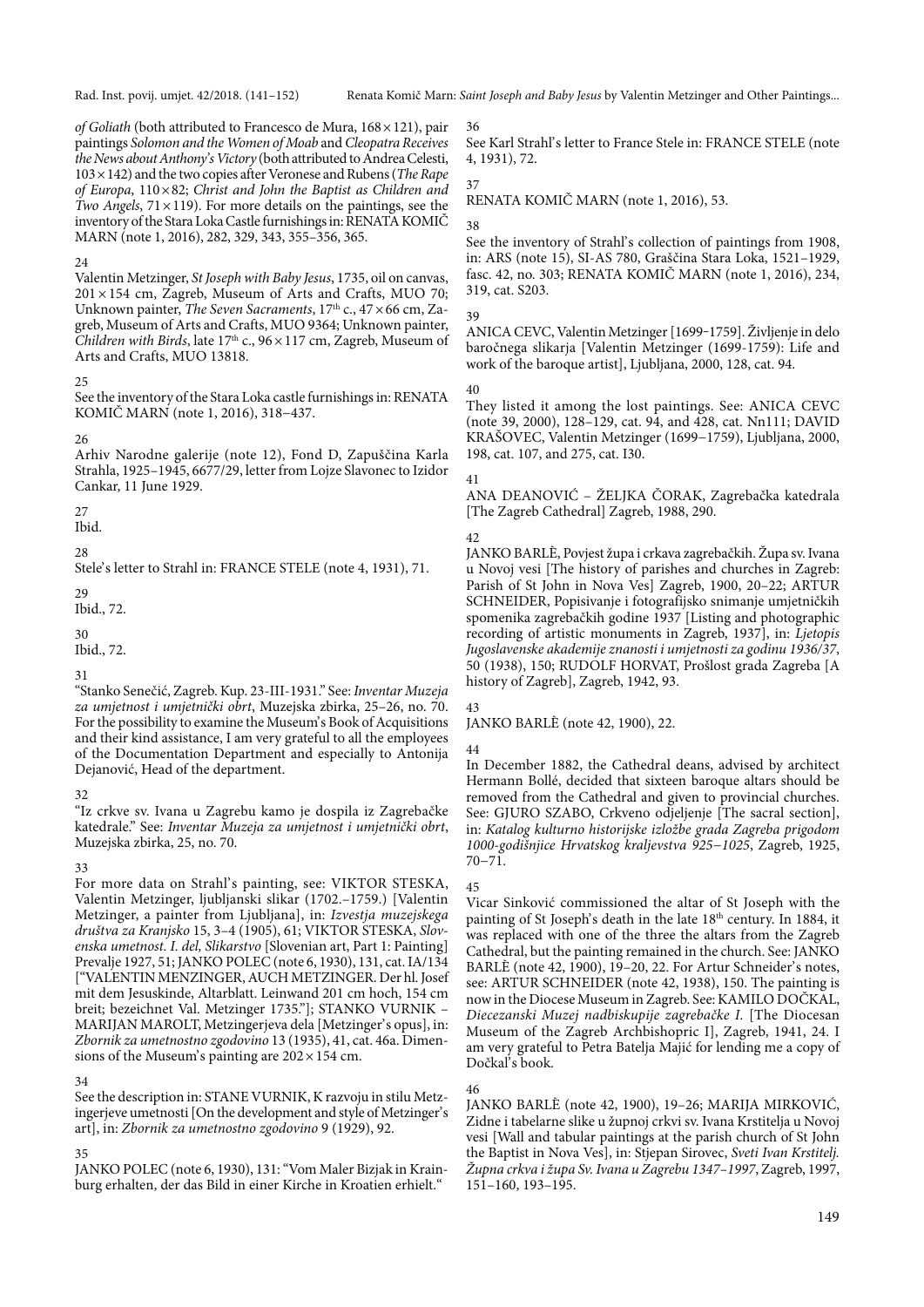*of Goliath* (both attributed to Francesco de Mura, 168 × 121), pair paintings *Solomon and the Women of Moab* and *Cleopatra Receives the News about Anthony's Victory* (both attributed to Andrea Celesti, 103 × 142) and the two copies after Veronese and Rubens (*The Rape of Europa*, 110 × 82; *Christ and John the Baptist as Children and Two Angels*, 71 × 119). For more details on the paintings, see the inventory of the Stara Loka Castle furnishings in: RENATA KOMIČ MARN (note 1, 2016), 282, 329, 343, 355–356, 365.

24

Valentin Metzinger, *St Joseph with Baby Jesus*, 1735, oil on canvas, 201 × 154 cm, Zagreb, Museum of Arts and Crafts, MUO 70; Unknown painter, *The Seven Sacraments*, 17th c., 47 × 66 cm, Zagreb, Museum of Arts and Crafts, MUO 9364; Unknown painter, *Children with Birds*, late 17th c., 96 × 117 cm, Zagreb, Museum of Arts and Crafts, MUO 13818.

25

See the inventory of the Stara Loka castle furnishings in: RENATA KOMIČ MARN (note 1, 2016), 318–437.

26

Arhiv Narodne galerije (note 12), Fond D, Zapuščina Karla Strahla, 1925–1945, 6677/29, letter from Lojze Slavonec to Izidor Cankar, 11 June 1929.

27

Ibid.

28

Stele's letter to Strahl in: FRANCE STELE (note 4, 1931), 71.

29

Ibid., 72.

30

Ibid., 72.

31

"Stanko Senečić, Zagreb. Kup. 23-III-1931." See: *Inventar Muzeja za umjetnost i umjetnički obrt*, Muzejska zbirka, 25–26, no. 70. For the possibility to examine the Museum's Book of Acquisitions and their kind assistance, I am very grateful to all the employees of the Documentation Department and especially to Antonija Dejanović, Head of the department.

32

"Iz crkve sv. Ivana u Zagrebu kamo je dospila iz Zagrebačke katedrale." See: *Inventar Muzeja za umjetnost i umjetnički obrt*, Muzejska zbirka, 25, no. 70.

33

For more data on Strahl's painting, see: VIKTOR STESKA, Valentin Metzinger, ljubljanski slikar (1702.–1759.) [Valentin Metzinger, a painter from Ljubljana], in: *Izvestja muzejskega društva za Kranjsko* 15, 3–4 (1905), 61; VIKTOR STESKA, *Slovenska umetnost. I. del, Slikarstvo* [Slovenian art, Part 1: Painting] Prevalje 1927, 51; JANKO POLEC (note 6, 1930), 131, cat. IA/134 ["VALENTIN MENZINGER, AUCH METZINGER. Der hl. Josef mit dem Jesuskinde, Altarblatt. Leinwand 201 cm hoch, 154 cm breit; bezeichnet Val. Metzinger 1735."]; STANKO VURNIK – MARIJAN MAROLT, Metzingerjeva dela [Metzinger's opus], in: *Zbornik za umetnostno zgodovino* 13 (1935), 41, cat. 46a. Dimensions of the Museum's painting are 202 × 154 cm.

34

See the description in: STANE VURNIK, K razvoju in stilu Metzingerjeve umetnosti [On the development and style of Metzinger's art], in: *Zbornik za umetnostno zgodovino* 9 (1929), 92.

35

JANKO POLEC (note 6, 1930), 131: "Vom Maler Bizjak in Krainburg erhalten, der das Bild in einer Kirche in Kroatien erhielt."

36

See Karl Strahl's letter to France Stele in: FRANCE STELE (note 4, 1931), 72.

37

RENATA KOMIČ MARN (note 1, 2016), 53.

38

See the inventory of Strahl's collection of paintings from 1908, in: ARS (note 15), SI-AS 780, Graščina Stara Loka, 1521–1929, fasc. 42, no. 303; RENATA KOMIČ MARN (note 1, 2016), 234, 319, cat. S203.

39

ANICA CEVC, Valentin Metzinger [1699-1759]. Življenje in delo baročnega slikarja [Valentin Metzinger (1699-1759): Life and work of the baroque artist], Ljubljana, 2000, 128, cat. 94.

40

They listed it among the lost paintings. See: ANICA CEVC (note 39, 2000), 128–129, cat. 94, and 428, cat. Nn111; DAVID KRAŠOVEC, Valentin Metzinger (1699–1759), Ljubljana, 2000, 198, cat. 107, and 275, cat. I30.

41

ANA DEANOVIĆ – ŽELJKA ČORAK, Zagrebačka katedrala [The Zagreb Cathedral] Zagreb, 1988, 290.

42

JANKO BARLÈ, Povjest župa i crkava zagrebačkih. Župa sv. Ivana u Novoj vesi [The history of parishes and churches in Zagreb: Parish of St John in Nova Ves] Zagreb, 1900, 20–22; ARTUR SCHNEIDER, Popisivanje i fotografijsko snimanje umjetničkih spomenika zagrebačkih godine 1937 [Listing and photographic recording of artistic monuments in Zagreb, 1937], in: *Ljetopis Jugoslavenske akademije znanosti i umjetnosti za godinu 1936/37*, 50 (1938), 150; RUDOLF HORVAT, Prošlost grada Zagreba [A history of Zagreb], Zagreb, 1942, 93.

43

JANKO BARLÈ (note 42, 1900), 22.

44

In December 1882, the Cathedral deans, advised by architect Hermann Bollé, decided that sixteen baroque altars should be removed from the Cathedral and given to provincial churches. See: GJURO SZABO, Crkveno odjeljenje [The sacral section], in: *Katalog kulturno historijske izložbe grada Zagreba prigodom 1000-godišnjice Hrvatskog kraljevstva 925–1025*, Zagreb, 1925, 70–71.

45

Vicar Sinković commissioned the altar of St Joseph with the painting of St Joseph's death in the late 18th century. In 1884, it was replaced with one of the three the altars from the Zagreb Cathedral, but the painting remained in the church. See: JANKO BARLÈ (note 42, 1900), 19–20, 22. For Artur Schneider's notes, see: ARTUR SCHNEIDER (note 42, 1938), 150. The painting is now in the Diocese Museum in Zagreb. See: KAMILO DOČKAL, *Diecezanski Muzej nadbiskupije zagrebačke I.* [The Diocesan Museum of the Zagreb Archbishopric I], Zagreb, 1941, 24. I am very grateful to Petra Batelja Majić for lending me a copy of Dočkal's book.

46

JANKO BARLÈ (note 42, 1900), 19–26; MARIJA MIRKOVIĆ, Zidne i tabelarne slike u župnoj crkvi sv. Ivana Krstitelja u Novoj vesi [Wall and tabular paintings at the parish church of St John the Baptist in Nova Ves], in: Stjepan Sirovec, *Sveti Ivan Krstitelj. Župna crkva i župa Sv. Ivana u Zagrebu 1347–1997*, Zagreb, 1997, 151–160, 193–195.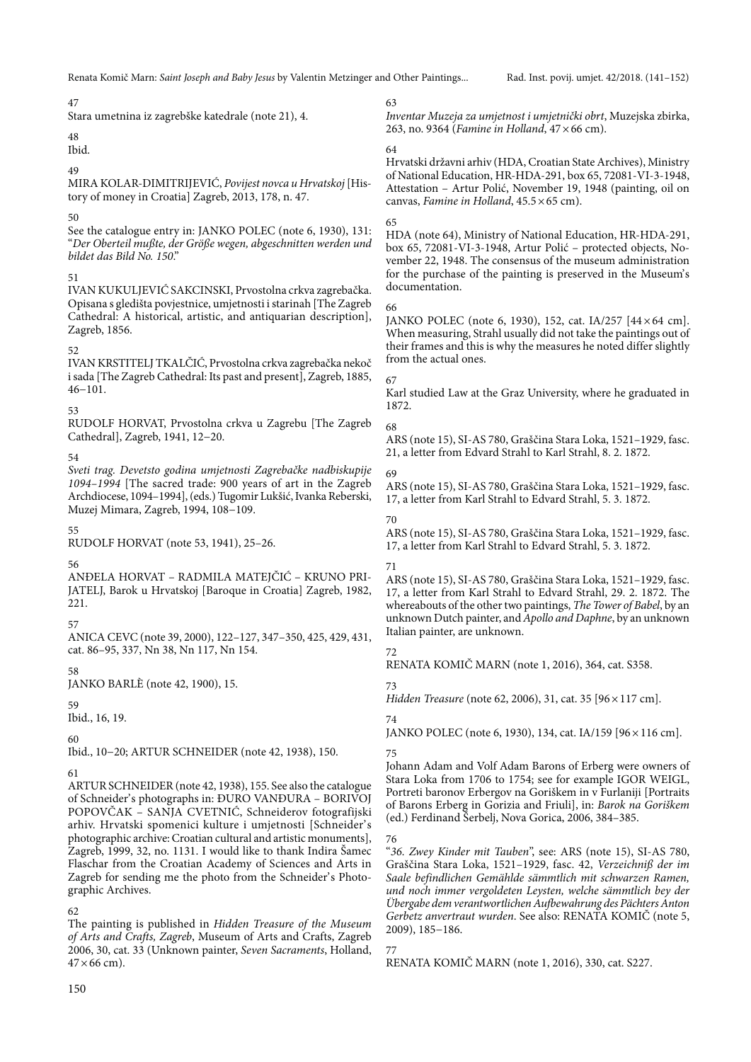47
Stara umetnina iz zagrebške katedrale (note 21), 4.

48
Ibid.

49
MIRA KOLAR-DIMITRIJEVIĆ, *Povijest novca u Hrvatskoj* [History of money in Croatia] Zagreb, 2013, 178, n. 47.

50
See the catalogue entry in: JANKO POLEC (note 6, 1930), 131: "*Der Oberteil mußte, der Größe wegen, abgeschnitten werden und bildet das Bild No. 150.*"

51
IVAN KUKULJEVIĆ SAKCINSKI, Prvostolna crkva zagrebačka. Opisana s gledišta povjestnice, umjetnosti i starinah [The Zagreb Cathedral: A historical, artistic, and antiquarian description], Zagreb, 1856.

52
IVAN KRSTITELJ TKALČIĆ, Prvostolna crkva zagrebačka nekoč i sada [The Zagreb Cathedral: Its past and present], Zagreb, 1885, 46–101.

53
RUDOLF HORVAT, Prvostolna crkva u Zagrebu [The Zagreb Cathedral], Zagreb, 1941, 12–20.

54
*Sveti trag. Devetsto godina umjetnosti Zagrebačke nadbiskupije 1094–1994* [The sacred trade: 900 years of art in the Zagreb Archdiocese, 1094–1994], (eds.) Tugomir Lukšić, Ivanka Reberski, Muzej Mimara, Zagreb, 1994, 108–109.

55
RUDOLF HORVAT (note 53, 1941), 25–26.

56
ANĐELA HORVAT – RADMILA MATEJČIĆ – KRUNO PRIJATELJ, Barok u Hrvatskoj [Baroque in Croatia] Zagreb, 1982, 221.

57
ANICA CEVC (note 39, 2000), 122–127, 347–350, 425, 429, 431, cat. 86–95, 337, Nn 38, Nn 117, Nn 154.

58
JANKO BARLÈ (note 42, 1900), 15.

59
Ibid., 16, 19.

60
Ibid., 10–20; ARTUR SCHNEIDER (note 42, 1938), 150.

61
ARTUR SCHNEIDER (note 42, 1938), 155. See also the catalogue of Schneider's photographs in: ĐURO VANĐURA – BORIVOJ POPOVČAK – SANJA CVETNIĆ, Schneiderov fotografijski arhiv. Hrvatski spomenici kulture i umjetnosti [Schneider's photographic archive: Croatian cultural and artistic monuments], Zagreb, 1999, 32, no. 1131. I would like to thank Indira Šamec Flaschar from the Croatian Academy of Sciences and Arts in Zagreb for sending me the photo from the Schneider's Photographic Archives.

62
The painting is published in *Hidden Treasure of the Museum of Arts and Crafts, Zagreb*, Museum of Arts and Crafts, Zagreb 2006, 30, cat. 33 (Unknown painter, *Seven Sacraments*, Holland, 47×66 cm).

63
*Inventar Muzeja za umjetnost i umjetnički obrt*, Muzejska zbirka, 263, no. 9364 (*Famine in Holland*, 47×66 cm).

64
Hrvatski državni arhiv (HDA, Croatian State Archives), Ministry of National Education, HR-HDA-291, box 65, 72081-VI-3-1948, Attestation – Artur Polić, November 19, 1948 (painting, oil on canvas, *Famine in Holland*, 45.5×65 cm).

65
HDA (note 64), Ministry of National Education, HR-HDA-291, box 65, 72081-VI-3-1948, Artur Polić – protected objects, November 22, 1948. The consensus of the museum administration for the purchase of the painting is preserved in the Museum's documentation.

66
JANKO POLEC (note 6, 1930), 152, cat. IA/257 [44×64 cm]. When measuring, Strahl usually did not take the paintings out of their frames and this is why the measures he noted differ slightly from the actual ones.

67
Karl studied Law at the Graz University, where he graduated in 1872.

68
ARS (note 15), SI-AS 780, Graščina Stara Loka, 1521–1929, fasc. 21, a letter from Edvard Strahl to Karl Strahl, 8. 2. 1872.

69
ARS (note 15), SI-AS 780, Graščina Stara Loka, 1521–1929, fasc. 17, a letter from Karl Strahl to Edvard Strahl, 5. 3. 1872.

70
ARS (note 15), SI-AS 780, Graščina Stara Loka, 1521–1929, fasc. 17, a letter from Karl Strahl to Edvard Strahl, 5. 3. 1872.

71
ARS (note 15), SI-AS 780, Graščina Stara Loka, 1521–1929, fasc. 17, a letter from Karl Strahl to Edvard Strahl, 29. 2. 1872. The whereabouts of the other two paintings, *The Tower of Babel*, by an unknown Dutch painter, and *Apollo and Daphne*, by an unknown Italian painter, are unknown.

72
RENATA KOMIČ MARN (note 1, 2016), 364, cat. S358.

73
*Hidden Treasure* (note 62, 2006), 31, cat. 35 [96×117 cm].

74
JANKO POLEC (note 6, 1930), 134, cat. IA/159 [96×116 cm].

75
Johann Adam and Volf Adam Barons of Erberg were owners of Stara Loka from 1706 to 1754; see for example IGOR WEIGL, Portreti baronov Erbergov na Goriškem in v Furlaniji [Portraits of Barons Erberg in Gorizia and Friuli], in: *Barok na Goriškem* (ed.) Ferdinand Šerbelj, Nova Gorica, 2006, 384–385.

76
"*36. Zwey Kinder mit Tauben*", see: ARS (note 15), SI-AS 780, Graščina Stara Loka, 1521–1929, fasc. 42, *Verzeichniß der im Saale befindlichen Gemählde sämmtlich mit schwarzen Ramen, und noch immer vergoldeten Leysten, welche sämmtlich bey der Übergabe dem verantwortlichen Aufbewahrung des Pächters Anton Gerbetz anvertraut wurden*. See also: RENATA KOMIČ (note 5, 2009), 185–186.

77
RENATA KOMIČ MARN (note 1, 2016), 330, cat. S227.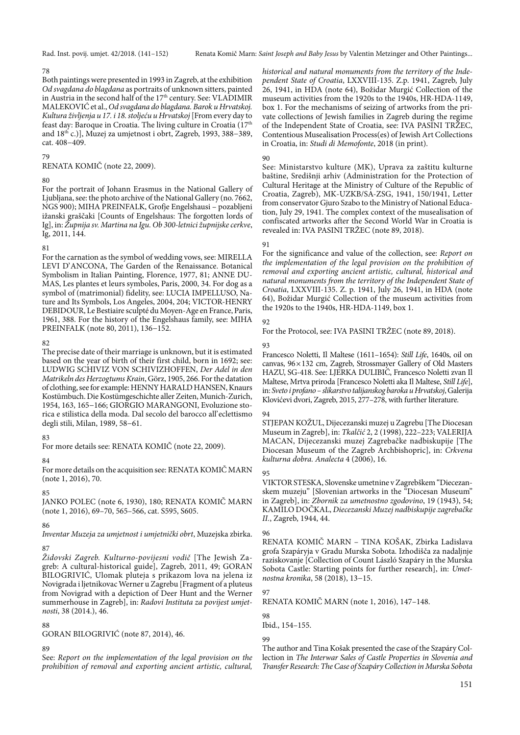78

Both paintings were presented in 1993 in Zagreb, at the exhibition *Od svagdana do blagdana* as portraits of unknown sitters, painted in Austria in the second half of the 17th century. See: VLADIMIR MALEKOVIĆ et al., *Od svagdana do blagdana. Barok u Hrvatskoj. Kultura življenja u 17. i 18. stoljeću u Hrvatskoj* [From every day to feast day: Baroque in Croatia. The living culture in Croatia (17th and 18th c.)], Muzej za umjetnost i obrt, Zagreb, 1993, 388–389, cat. 408–409.

79

RENATA KOMIČ (note 22, 2009).

80

For the portrait of Johann Erasmus in the National Gallery of Ljubljana, see: the photo archive of the National Gallery (no. 7662, NGS 900); MIHA PREINFALK, Grofje Engelshausi – pozabljeni ižanski graščaki [Counts of Engelshaus: The forgotten lords of Ig], in: *Župnija sv. Martina na Igu. Ob 300-letnici župnijske cerkve*, Ig, 2011, 144.

81

For the carnation as the symbol of wedding vows, see: MIRELLA LEVI D'ANCONA, The Garden of the Renaissance. Botanical Symbolism in Italian Painting, Florence, 1977, 81; ANNE DUMAS, Les plantes et leurs symboles, Paris, 2000, 34. For dog as a symbol of (matrimonial) fidelity, see: LUCIA IMPELLUSO, Nature and Its Symbols, Los Angeles, 2004, 204; VICTOR-HENRY DEBIDOUR, Le Bestiaire sculpté du Moyen-Age en France, Paris, 1961, 388. For the history of the Engelshaus family, see: MIHA PREINFALK (note 80, 2011), 136–152.

82

The precise date of their marriage is unknown, but it is estimated based on the year of birth of their first child, born in 1692; see: LUDWIG SCHIVIZ VON SCHIVIZHOFFEN, *Der Adel in den Matrikeln des Herzogtums Krain*, Görz, 1905, 266. For the datation of clothing, see for example: HENNY HARALD HANSEN, Knaurs Kostümbuch. Die Kostümgeschichte aller Zeiten, Munich-Zurich, 1954, 163, 165–166; GIORGIO MARANGONI, Evoluzione storica e stilistica della moda. Dal secolo del barocco all'eclettismo degli stili, Milan, 1989, 58–61.

83

For more details see: RENATA KOMIČ (note 22, 2009).

84

For more details on the acquisition see: RENATA KOMIČ MARN (note 1, 2016), 70.

85

JANKO POLEC (note 6, 1930), 180; RENATA KOMIČ MARN (note 1, 2016), 69–70, 565–566, cat. S595, S605.

86

*Inventar Muzeja za umjetnost i umjetnički obrt*, Muzejska zbirka.

87

*Židovski Zagreb. Kulturno-povijesni vodič* [The Jewish Zagreb: A cultural-historical guide], Zagreb, 2011, 49; GORAN BILOGRIVIĆ, Ulomak pluteja s prikazom lova na jelena iz Novigrada i ljetnikovac Werner u Zagrebu [Fragment of a pluteus from Novigrad with a depiction of Deer Hunt and the Werner summerhouse in Zagreb], in: *Radovi Instituta za povijest umjetnosti*, 38 (2014.), 46.

88

GORAN BILOGRIVIĆ (note 87, 2014), 46.

89

See: *Report on the implementation of the legal provision on the prohibition of removal and exporting ancient artistic, cultural, historical and natural monuments from the territory of the Independent State of Croatia*, LXXVIII-135. Z.p. 1941, Zagreb, July 26, 1941, in HDA (note 64), Božidar Murgić Collection of the museum activities from the 1920s to the 1940s, HR-HDA-1149, box 1. For the mechanisms of seizing of artworks from the private collections of Jewish families in Zagreb during the regime of the Independent State of Croatia, see: IVA PASINI TRŽEC, Contentious Musealisation Process(es) of Jewish Art Collections in Croatia, in: *Studi di Memofonte*, 2018 (in print).

90

See: Ministarstvo kulture (MK), Uprava za zaštitu kulturne baštine, Središnji arhiv (Administration for the Protection of Cultural Heritage at the Ministry of Culture of the Republic of Croatia, Zagreb), MK-UZKB/SA-ZSG, 1941, 150/1941, Letter from conservator Gjuro Szabo to the Ministry of National Education, July 29, 1941. The complex context of the musealisation of confiscated artworks after the Second World War in Croatia is revealed in: IVA PASINI TRŽEC (note 89, 2018).

91

For the significance and value of the collection, see: *Report on the implementation of the legal provision on the prohibition of removal and exporting ancient artistic, cultural, historical and natural monuments from the territory of the Independent State of Croatia*, LXXVIII-135. Z. p. 1941, July 26, 1941, in HDA (note 64), Božidar Murgić Collection of the museum activities from the 1920s to the 1940s, HR-HDA-1149, box 1.

92

For the Protocol, see: IVA PASINI TRŽEC (note 89, 2018).

93

Francesco Noletti, Il Maltese (1611–1654): *Still Life*, 1640s, oil on canvas, 96×132 cm, Zagreb, Strossmayer Gallery of Old Masters HAZU, SG-418. See: LJERKA DULIBIĆ, Francesco Noletti zvan Il Maltese, Mrtva priroda [Francesco Noletti aka Il Maltese, *Still Life*], in: *Sveto i profano – slikarstvo talijanskog baroka u Hrvatskoj*, Galerija Klovićevi dvori, Zagreb, 2015, 277–278, with further literature.

94

STJEPAN KOŽUL, Dijecezanski muzej u Zagrebu [The Diocesan Museum in Zagreb], in: *Tkalčić* 2, 2 (1998), 222–223; VALERIJA MACAN, Dijecezanski muzej Zagrebačke nadbiskupije [The Diocesan Museum of the Zagreb Archbishopric], in: *Crkvena kulturna dobra. Analecta* 4 (2006), 16.

95

VIKTOR STESKA, Slovenske umetnine v Zagrebškem "Diecezanskem muzeju" [Slovenian artworks in the "Diocesan Museum" in Zagreb], in: *Zbornik za umetnostno zgodovino*, 19 (1943), 54; KAMILO DOČKAL, *Diecezanski Muzej nadbiskupije zagrebačke II.*, Zagreb, 1944, 44.

96

RENATA KOMIČ MARN – TINA KOŠAK, Zbirka Ladislava grofa Szápáryja v Gradu Murska Sobota. Izhodišča za nadaljnje raziskovanje [Collection of Count László Szápáry in the Murska Sobota Castle: Starting points for further research], in: *Umetnostna kronika*, 58 (2018), 13–15.

97

RENATA KOMIČ MARN (note 1, 2016), 147–148.

98

Ibid., 154–155.

99

The author and Tina Košak presented the case of the Szápáry Collection in *The Interwar Sales of Castle Properties in Slovenia and Transfer Research: The Case of Szápáry Collection in Murska Sobota*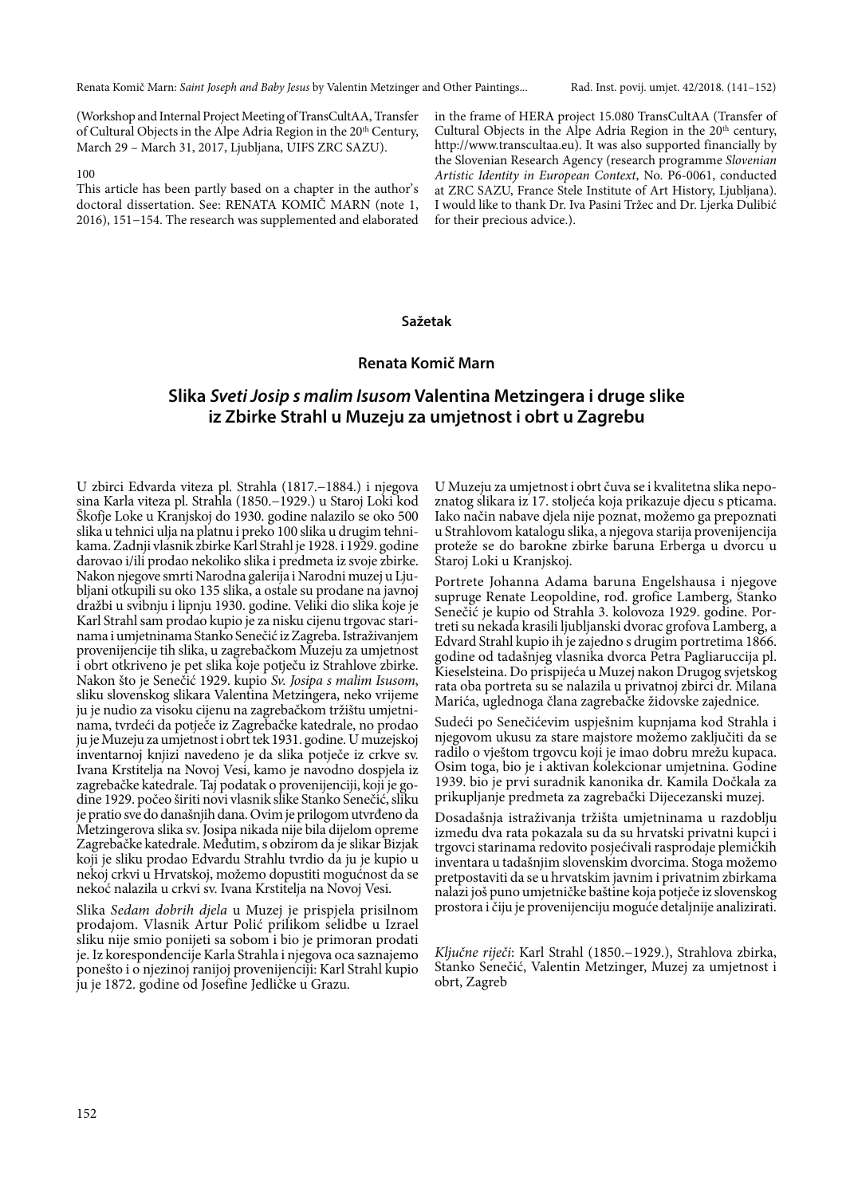(Workshop and Internal Project Meeting of TransCultAA, Transfer of Cultural Objects in the Alpe Adria Region in the 20th Century, March 29 – March 31, 2017, Ljubljana, UIFS ZRC SAZU).

100

This article has been partly based on a chapter in the author's doctoral dissertation. See: RENATA KOMIČ MARN (note 1, 2016), 151–154. The research was supplemented and elaborated in the frame of HERA project 15.080 TransCultAA (Transfer of Cultural Objects in the Alpe Adria Region in the 20th century, http://www.transcultaa.eu). It was also supported financially by the Slovenian Research Agency (research programme *Slovenian Artistic Identity in European Context*, No. P6-0061, conducted at ZRC SAZU, France Stele Institute of Art History, Ljubljana). I would like to thank Dr. Iva Pasini Tržec and Dr. Ljerka Dulibić for their precious advice.).

**Sažetak**

**Renata Komič Marn**

## Slika *Sveti Josip s malim Isusom* Valentina Metzingera i druge slike iz Zbirke Strahl u Muzeju za umjetnost i obrt u Zagrebu

U zbirci Edvarda viteza pl. Strahla (1817.–1884.) i njegova sina Karla viteza pl. Strahla (1850.–1929.) u Staroj Loki kod Škofje Loke u Kranjskoj do 1930. godine nalazilo se oko 500 slika u tehnici ulja na platnu i preko 100 slika u drugim tehnikama. Zadnji vlasnik zbirke Karl Strahl je 1928. i 1929. godine darovao i/ili prodao nekoliko slika i predmeta iz svoje zbirke. Nakon njegove smrti Narodna galerija i Narodni muzej u Ljubljani otkupili su oko 135 slika, a ostale su prodane na javnoj dražbi u svibnju i lipnju 1930. godine. Veliki dio slika koje je Karl Strahl sam prodao kupio je za nisku cijenu trgovac starinama i umjetninama Stanko Senečić iz Zagreba. Istraživanjem provenijencije tih slika, u zagrebačkom Muzeju za umjetnost i obrt otkriveno je pet slika koje potječu iz Strahlove zbirke. Nakon što je Senečić 1929. kupio *Sv. Josipa s malim Isusom*, sliku slovenskog slikara Valentina Metzingera, neko vrijeme ju je nudio za visoku cijenu na zagrebačkom tržištu umjetninama, tvrdeći da potječe iz Zagrebačke katedrale, no prodao ju je Muzeju za umjetnost i obrt tek 1931. godine. U muzejskoj inventarnoj knjizi navedeno je da slika potječe iz crkve sv. Ivana Krstitelja na Novoj Vesi, kamo je navodno dospjela iz zagrebačke katedrale. Taj podatak o provenijenciji, koji je godine 1929. počeo širiti novi vlasnik slike Stanko Senečić, sliku je pratio sve do današnjih dana. Ovim je prilogom utvrđeno da Metzingerova slika sv. Josipa nikada nije bila dijelom opreme Zagrebačke katedrale. Međutim, s obzirom da je slikar Bizjak koji je sliku prodao Edvardu Strahlu tvrdio da ju je kupio u nekoj crkvi u Hrvatskoj, možemo dopustiti mogućnost da se nekoć nalazila u crkvi sv. Ivana Krstitelja na Novoj Vesi.

Slika *Sedam dobrih djela* u Muzej je prispjela prisilnom prodajom. Vlasnik Artur Polić prilikom selidbe u Izrael sliku nije smio ponijeti sa sobom i bio je primoran prodati je. Iz korespondencije Karla Strahla i njegova oca saznajemo ponešto i o njezinoj ranijoj provenijenciji: Karl Strahl kupio ju je 1872. godine od Josefine Jedličke u Grazu.

U Muzeju za umjetnost i obrt čuva se i kvalitetna slika nepoznatog slikara iz 17. stoljeća koja prikazuje djecu s pticama. Iako način nabave djela nije poznat, možemo ga prepoznati u Strahlovom katalogu slika, a njegova starija provenijencija proteže se do barokne zbirke baruna Erberga u dvorcu u Staroj Loki u Kranjskoj.

Portrete Johanna Adama baruna Engelshausa i njegove supruge Renate Leopoldine, rođ. grofice Lamberg, Stanko Senečić je kupio od Strahla 3. kolovoza 1929. godine. Portreti su nekada krasili ljubljanski dvorac grofova Lamberg, a Edvard Strahl kupio ih je zajedno s drugim portretima 1866. godine od tadašnjeg vlasnika dvorca Petra Pagliaruccija pl. Kieselsteina. Do prispijeća u Muzej nakon Drugog svjetskog rata oba portreta su se nalazila u privatnoj zbirci dr. Milana Marića, uglednoga člana zagrebačke židovske zajednice.

Sudeći po Senečićevim uspješnim kupnjama kod Strahla i njegovom ukusu za stare majstore možemo zaključiti da se radilo o vještom trgovcu koji je imao dobru mrežu kupaca. Osim toga, bio je i aktivan kolekcionar umjetnina. Godine 1939. bio je prvi suradnik kanonika dr. Kamila Dočkala za prikupljanje predmeta za zagrebački Dijecezanski muzej.

Dosadašnja istraživanja tržišta umjetninama u razdoblju između dva rata pokazala su da su hrvatski privatni kupci i trgovci starinama redovito posjećivali rasprodaje plemićkih inventara u tadašnjim slovenskim dvorcima. Stoga možemo pretpostaviti da se u hrvatskim javnim i privatnim zbirkama nalazi još puno umjetničke baštine koja potječe iz slovenskog prostora i čiju je provenijenciju moguće detaljnije analizirati.

*Ključne riječi*: Karl Strahl (1850.–1929.), Strahlova zbirka, Stanko Senečić, Valentin Metzinger, Muzej za umjetnost i obrt, Zagreb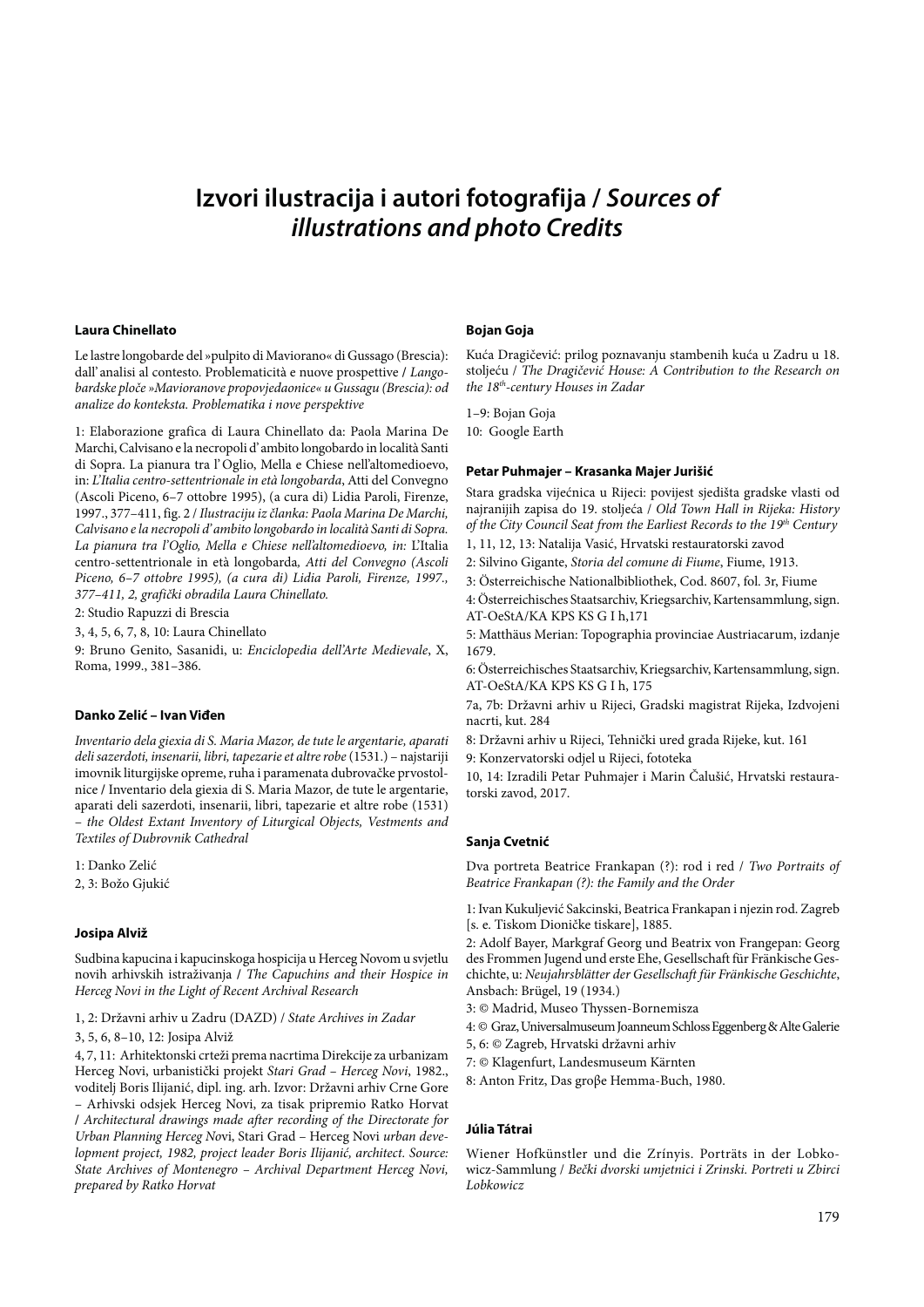# Izvori ilustracija i autori fotografija / *Sources of illustrations and photo Credits*

#### Laura Chinellato

Le lastre longobarde del »pulpito di Maviorano« di Gussago (Brescia): dall' analisi al contesto. Problematicità e nuove prospettive / *Langobardske ploče »Mavioranove propovjedaonice« u Gussagu (Brescia): od analize do konteksta. Problematika i nove perspektive*

1: Elaborazione grafica di Laura Chinellato da: Paola Marina De Marchi, Calvisano e la necropoli d' ambito longobardo in località Santi di Sopra. La pianura tra l' Oglio, Mella e Chiese nell'altomedioevo, in: *L'Italia centro-settentrionale in età longobarda*, Atti del Convegno (Ascoli Piceno, 6–7 ottobre 1995), (a cura di) Lidia Paroli, Firenze, 1997., 377–411, fig. 2 / *Ilustraciju iz članka: Paola Marina De Marchi, Calvisano e la necropoli d' ambito longobardo in località Santi di Sopra. La pianura tra l'Oglio, Mella e Chiese nell'altomedioevo, in:* L'Italia centro-settentrionale in età longobarda*, Atti del Convegno (Ascoli Piceno, 6–7 ottobre 1995), (a cura di) Lidia Paroli, Firenze, 1997., 377–411, 2, grafički obradila Laura Chinellato.*

2: Studio Rapuzzi di Brescia

3, 4, 5, 6, 7, 8, 10: Laura Chinellato

9: Bruno Genito, Sasanidi, u: *Enciclopedia dell'Arte Medievale*, X, Roma, 1999., 381–386.

#### Danko Zelić – Ivan Viđen

*Inventario dela giexia di S. Maria Mazor, de tute le argentarie, aparati deli sazerdoti, insenarii, libri, tapezarie et altre robe* (1531.) – najstariji imovnik liturgijske opreme, ruha i paramenata dubrovačke prvostolnice / Inventario dela giexia di S. Maria Mazor, de tute le argentarie, aparati deli sazerdoti, insenarii, libri, tapezarie et altre robe (1531) *– the Oldest Extant Inventory of Liturgical Objects, Vestments and Textiles of Dubrovnik Cathedral*

1: Danko Zelić

2, 3: Božo Gjukić

#### Josipa Alviž

Sudbina kapucina i kapucinskoga hospicija u Herceg Novom u svjetlu novih arhivskih istraživanja / *The Capuchins and their Hospice in Herceg Novi in the Light of Recent Archival Research*

1, 2: Državni arhiv u Zadru (DAZD) / *State Archives in Zadar*

3, 5, 6, 8–10, 12: Josipa Alviž

4, 7, 11: Arhitektonski crteži prema nacrtima Direkcije za urbanizam Herceg Novi, urbanistički projekt *Stari Grad – Herceg Novi*, 1982., voditelj Boris Ilijanić, dipl. ing. arh. Izvor: Državni arhiv Crne Gore – Arhivski odsjek Herceg Novi, za tisak pripremio Ratko Horvat / *Architectural drawings made after recording of the Directorate for Urban Planning Herceg Nov*i, Stari Grad – Herceg Novi *urban development project, 1982, project leader Boris Ilijanić, architect. Source: State Archives of Montenegro – Archival Department Herceg Novi, prepared by Ratko Horvat*

#### Bojan Goja

Kuća Dragičević: prilog poznavanju stambenih kuća u Zadru u 18. stoljeću / *The Dragičević House: A Contribution to the Research on the 18th-century Houses in Zadar*

1–9: Bojan Goja

10: Google Earth

#### Petar Puhmajer – Krasanka Majer Jurišić

Stara gradska vijećnica u Rijeci: povijest sjedišta gradske vlasti od najranijih zapisa do 19. stoljeća / *Old Town Hall in Rijeka: History of the City Council Seat from the Earliest Records to the 19th Century*

1, 11, 12, 13: Natalija Vasić, Hrvatski restauratorski zavod

2: Silvino Gigante, *Storia del comune di Fiume*, Fiume, 1913.

3: Österreichische Nationalbibliothek, Cod. 8607, fol. 3r, Fiume

4: Österreichisches Staatsarchiv, Kriegsarchiv, Kartensammlung, sign. AT-OeStA/KA KPS KS G I h,171

5: Matthäus Merian: Topographia provinciae Austriacarum, izdanje 1679.

6: Österreichisches Staatsarchiv, Kriegsarchiv, Kartensammlung, sign. AT-OeStA/KA KPS KS G I h, 175

7a, 7b: Državni arhiv u Rijeci, Gradski magistrat Rijeka, Izdvojeni nacrti, kut. 284

8: Državni arhiv u Rijeci, Tehnički ured grada Rijeke, kut. 161

9: Konzervatorski odjel u Rijeci, fototeka

10, 14: Izradili Petar Puhmajer i Marin Čalušić, Hrvatski restauratorski zavod, 2017.

#### Sanja Cvetnić

Dva portreta Beatrice Frankapan (?): rod i red / *Two Portraits of Beatrice Frankapan (?): the Family and the Order*

1: Ivan Kukuljević Sakcinski, Beatrica Frankapan i njezin rod. Zagreb [s. e. Tiskom Dioničke tiskare], 1885.

2: Adolf Bayer, Markgraf Georg und Beatrix von Frangepan: Georg des Frommen Jugend und erste Ehe, Gesellschaft für Fränkische Geschichte, u: *Neujahrsblätter der Gesellschaft für Fränkische Geschichte*, Ansbach: Brügel, 19 (1934.)

3: © Madrid, Museo Thyssen-Bornemisza

4: © Graz, Universalmuseum Joanneum Schloss Eggenberg & Alte Galerie

5, 6: © Zagreb, Hrvatski državni arhiv

7: © Klagenfurt, Landesmuseum Kärnten

8: Anton Fritz, Das groβe Hemma-Buch, 1980.

#### Júlia Tátrai

Wiener Hofkünstler und die Zrínyis. Porträts in der Lobkowicz-Sammlung / *Bečki dvorski umjetnici i Zrinski. Portreti u Zbirci Lobkowicz*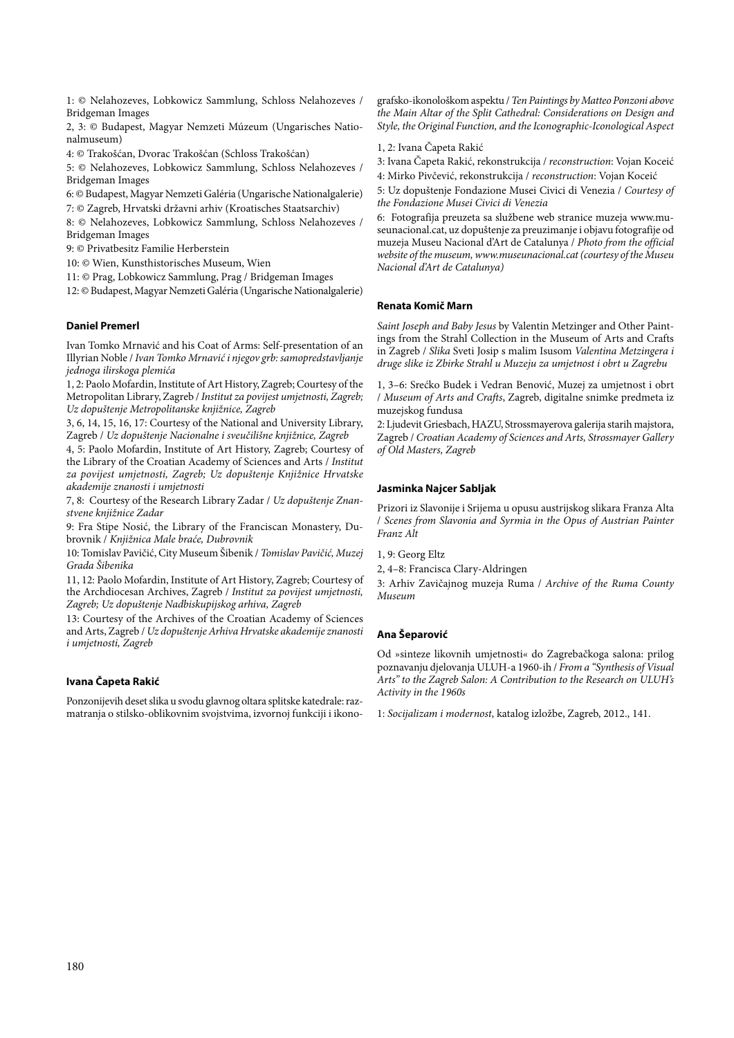1: © Nelahozeves, Lobkowicz Sammlung, Schloss Nelahozeves / Bridgeman Images

2, 3: © Budapest, Magyar Nemzeti Múzeum (Ungarisches Nationalmuseum)

4: © Trakošćan, Dvorac Trakošćan (Schloss Trakošćan)

5: © Nelahozeves, Lobkowicz Sammlung, Schloss Nelahozeves / Bridgeman Images

6: © Budapest, Magyar Nemzeti Galéria (Ungarische Nationalgalerie)

7: © Zagreb, Hrvatski državni arhiv (Kroatisches Staatsarchiv)

8: © Nelahozeves, Lobkowicz Sammlung, Schloss Nelahozeves / Bridgeman Images

9: © Privatbesitz Familie Herberstein

10: © Wien, Kunsthistorisches Museum, Wien

11: © Prag, Lobkowicz Sammlung, Prag / Bridgeman Images

12: © Budapest, Magyar Nemzeti Galéria (Ungarische Nationalgalerie)

**Daniel Premerl**

Ivan Tomko Mrnavić and his Coat of Arms: Self-presentation of an Illyrian Noble / *Ivan Tomko Mrnavić i njegov grb: samopredstavljanje jednoga ilirskoga plemića*

1, 2: Paolo Mofardin, Institute of Art History, Zagreb; Courtesy of the Metropolitan Library, Zagreb / *Institut za povijest umjetnosti, Zagreb; Uz dopuštenje Metropolitanske knjižnice, Zagreb*

3, 6, 14, 15, 16, 17: Courtesy of the National and University Library, Zagreb / *Uz dopuštenje Nacionalne i sveučilišne knjižnice, Zagreb*

4, 5: Paolo Mofardin, Institute of Art History, Zagreb; Courtesy of the Library of the Croatian Academy of Sciences and Arts / *Institut za povijest umjetnosti, Zagreb; Uz dopuštenje Knjižnice Hrvatske akademije znanosti i umjetnosti*

7, 8: Courtesy of the Research Library Zadar / *Uz dopuštenje Znanstvene knjižnice Zadar*

9: Fra Stipe Nosić, the Library of the Franciscan Monastery, Dubrovnik / *Knjižnica Male braće, Dubrovnik*

10: Tomislav Pavičić, City Museum Šibenik / *Tomislav Pavičić, Muzej Grada Šibenika*

11, 12: Paolo Mofardin, Institute of Art History, Zagreb; Courtesy of the Archdiocesan Archives, Zagreb / *Institut za povijest umjetnosti, Zagreb; Uz dopuštenje Nadbiskupijskog arhiva, Zagreb*

13: Courtesy of the Archives of the Croatian Academy of Sciences and Arts, Zagreb / *Uz dopuštenje Arhiva Hrvatske akademije znanosti i umjetnosti, Zagreb*

**Ivana Čapeta Rakić**

Ponzonijevih deset slika u svodu glavnog oltara splitske katedrale: razmatranja o stilsko-oblikovnim svojstvima, izvornoj funkciji i ikonografsko-ikonološkom aspektu / *Ten Paintings by Matteo Ponzoni above the Main Altar of the Split Cathedral: Considerations on Design and Style, the Original Function, and the Iconographic-Iconological Aspect*

1, 2: Ivana Čapeta Rakić

3: Ivana Čapeta Rakić, rekonstrukcija / *reconstruction*: Vojan Koceić

4: Mirko Pivčević, rekonstrukcija / *reconstruction*: Vojan Koceić

5: Uz dopuštenje Fondazione Musei Civici di Venezia / *Courtesy of the Fondazione Musei Civici di Venezia*

6: Fotografija preuzeta sa službene web stranice muzeja www.museunacional.cat, uz dopuštenje za preuzimanje i objavu fotografije od muzeja Museu Nacional d'Art de Catalunya / *Photo from the official website of the museum, www.museunacional.cat (courtesy of the Museu Nacional d'Art de Catalunya)*

**Renata Komič Marn**

*Saint Joseph and Baby Jesus* by Valentin Metzinger and Other Paintings from the Strahl Collection in the Museum of Arts and Crafts in Zagreb / *Slika* Sveti Josip s malim Isusom *Valentina Metzingera i druge slike iz Zbirke Strahl u Muzeju za umjetnost i obrt u Zagrebu*

1, 3–6: Srećko Budek i Vedran Benović, Muzej za umjetnost i obrt / *Museum of Arts and Crafts*, Zagreb, digitalne snimke predmeta iz muzejskog fundusa

2: Ljudevit Griesbach, HAZU, Strossmayerova galerija starih majstora, Zagreb / *Croatian Academy of Sciences and Arts, Strossmayer Gallery of Old Masters, Zagreb*

**Jasminka Najcer Sabljak**

Prizori iz Slavonije i Srijema u opusu austrijskog slikara Franza Alta / *Scenes from Slavonia and Syrmia in the Opus of Austrian Painter Franz Alt*

1, 9: Georg Eltz

2, 4–8: Francisca Clary-Aldringen

3: Arhiv Zavičajnog muzeja Ruma / *Archive of the Ruma County Museum*

**Ana Šeparović**

Od »sinteze likovnih umjetnosti« do Zagrebačkoga salona: prilog poznavanju djelovanja ULUH-a 1960-ih / *From a "Synthesis of Visual Arts" to the Zagreb Salon: A Contribution to the Research on ULUH's Activity in the 1960s*

1: *Socijalizam i modernost*, katalog izložbe, Zagreb, 2012., 141.